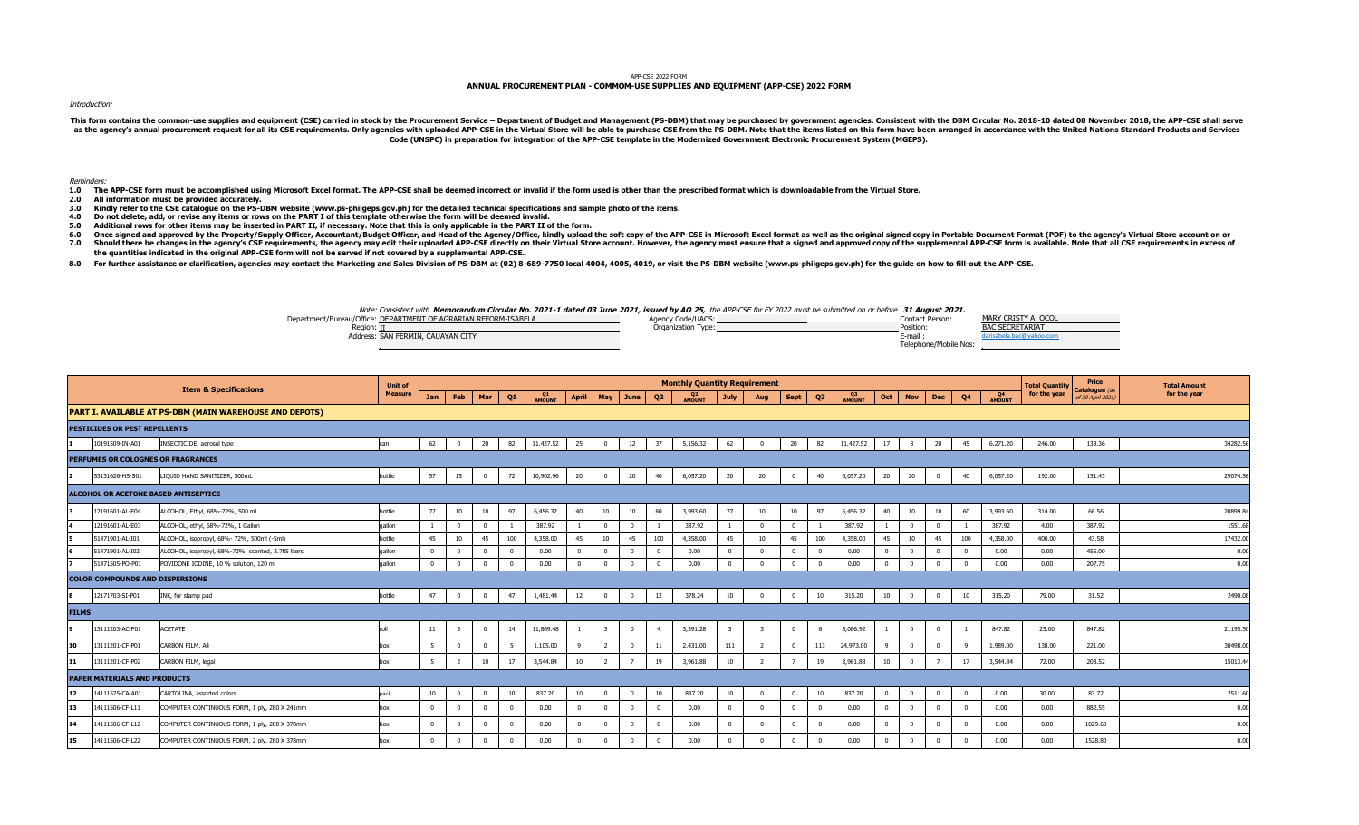APP-CSE 2022 FORM

# ANNUAL PROCUREMENT PLAN - COMMOM-USE SUPPLIES AND EQUIPMENT (APP-CSE) 2022 FORM

*Introduction:*

This form contains the common-use supplies and equipment (CSE) carried in stock by the Procurement Service – Department of Budget and Management (PS-DBM) that may be purchased by government agencies. Consistent with the DBM Circular No. 2018-10 dated 08 November 2018, the APP-CSE shall serve as the agency's annual procurement request for all its CSE requirements. Only agencies with uploaded APP-CSE in the Virtual Store will be able to purchase CSE from the PS-DBM. Note that the items listed on this form have been arranged in accordance with the United Nations Standard Products and Services Code (UNSPSC) in preparation for integration of the APP-CSE template in the Modernized Government Electronic Procurement System (MGEPS).

*Reminders:*

**1.0 The APP-CSE form must be accomplished using Microsoft Excel format. The APP-CSE shall be deemed incorrect or invalid if the form used is other than the prescribed format which is downloadable from the Virtual Store.**
**2.0 All information must be provided accurately.**
**3.0 Kindly refer to the CSE catalogue on the PS-DBM website (www.ps-philgeps.gov.ph) for the detailed technical specifications and sample photo of the items.**
**4.0 Do not delete, add, or revise any items or rows on the PART I of this template otherwise the form will be deemed invalid.**
**5.0 Additional rows for other items may be inserted in PART II, if necessary. Note that this is only applicable in the PART II of the form.**
**6.0 Once signed and approved by the Property/Supply Officer, Accountant/Budget Officer, and Head of the Agency/Office, kindly upload the soft copy of the APP-CSE in Microsoft Excel format as well as the original signed copy in Portable Document Format (PDF) to the agency's Virtual Store account on or**
**7.0 Should there be changes in the agency's CSE requirements, the agency may edit their uploaded APP-CSE directly on their Virtual Store account. However, the agency must ensure that a signed and approved copy of the supplemental APP-CSE form is available. Note that all CSE requirements in excess of the quantities indicated in the original APP-CSE form will not be served if not covered by a supplemental APP-CSE.**
**8.0 For further assistance or clarification, agencies may contact the Marketing and Sales Division of PS-DBM at (02) 8-689-7750 local 4004, 4005, 4019, or visit the PS-DBM website (www.ps-philgeps.gov.ph) for the guide on how to fill-out the APP-CSE.**

*Note: Consistent with **Memorandum Circular No. 2021-1 dated 03 June 2021, issued by AO 25**, the APP-CSE for FY 2022 must be submitted on or before **31 August 2021.***

Department/Bureau/Office: DEPARTMENT OF AGRARIAN REFORM-ISABELA
Region: II
Address: SAN FERMIN, CAUAYAN CITY

Agency Code/UACS:
Organization Type:

Contact Person: MARY CRISTY A. OCOL
Position: BAC SECRETARIAT
E-mail : darisabela.bac@yahoo.com
Telephone/Mobile Nos:

| | Item & Specifications | | Unit of Measure | Jan | Feb | Mar | Q1 | Q1 AMOUNT | April | May | June | Q2 | Q2 AMOUNT | July | Aug | Sept | Q3 | Q3 AMOUNT | Oct | Nov | Dec | Q4 | Q4 AMOUNT | Total Quantity for the year | Price Catalogue (as of 30 April 2021) | Total Amount for the year |
|---|---|---|---|---|---|---|---|---|---|---|---|---|---|---|---|---|---|---|---|---|---|---|---|---|---|---|
| **PART I. AVAILABLE AT PS-DBM (MAIN WAREHOUSE AND DEPOTS)** | | | | | | | | | | | | | | | | | | | | | | | | | | |
| **PESTICIDES OR PEST REPELLENTS** | | | | | | | | | | | | | | | | | | | | | | | | | | |
| 1 | 10191509-IN-A01 | INSECTICIDE, aerosol type | can | 62 | 0 | 20 | 82 | 11,427.52 | 25 | 0 | 12 | 37 | 5,156.32 | 62 | 0 | 20 | 82 | 11,427.52 | 17 | 8 | 20 | 45 | 6,271.20 | 246.00 | 139.36 | 34282.56 |
| **PERFUMES OR COLOGNES OR FRAGRANCES** | | | | | | | | | | | | | | | | | | | | | | | | | | |
| 2 | 53131626-HS-S01 | LIQUID HAND SANITIZER, 500mL | bottle | 57 | 15 | 0 | 72 | 10,902.96 | 20 | 0 | 20 | 40 | 6,057.20 | 20 | 20 | 0 | 40 | 6,057.20 | 20 | 20 | 0 | 40 | 6,057.20 | 192.00 | 151.43 | 29074.56 |
| **ALCOHOL OR ACETONE BASED ANTISEPTICS** | | | | | | | | | | | | | | | | | | | | | | | | | | |
| 3 | 12191601-AL-E04 | ALCOHOL, Ethyl, 68%-72%, 500 ml | bottle | 77 | 10 | 10 | 97 | 6,456.32 | 40 | 10 | 10 | 60 | 3,993.60 | 77 | 10 | 10 | 97 | 6,456.32 | 40 | 10 | 10 | 60 | 3,993.60 | 314.00 | 66.56 | 20899.84 |
| 4 | 12191601-AL-E03 | ALCOHOL, ethyl, 68%-72%, 1 Gallon | gallon | 1 | 0 | 0 | 1 | 387.92 | 1 | 0 | 0 | 1 | 387.92 | 1 | 0 | 0 | 1 | 387.92 | 1 | 0 | 0 | 1 | 387.92 | 4.00 | 387.92 | 1551.68 |
| 5 | 51471901-AL-I01 | ALCOHOL, isopropyl, 68%- 72%, 500ml (-5ml) | bottle | 45 | 10 | 45 | 100 | 4,358.00 | 45 | 10 | 45 | 100 | 4,358.00 | 45 | 10 | 45 | 100 | 4,358.00 | 45 | 10 | 45 | 100 | 4,358.00 | 400.00 | 43.58 | 17432.00 |
| 6 | 51471901-AL-I02 | ALCOHOL, isopropyl, 68%-72%, scented, 3.785 liters | gallon | 0 | 0 | 0 | 0 | 0.00 | 0 | 0 | 0 | 0 | 0.00 | 0 | 0 | 0 | 0 | 0.00 | 0 | 0 | 0 | 0 | 0.00 | 0.00 | 455.00 | 0.00 |
| 7 | 51471505-PO-P01 | POVIDONE IODINE, 10 % solution, 120 ml | gallon | 0 | 0 | 0 | 0 | 0.00 | 0 | 0 | 0 | 0 | 0.00 | 0 | 0 | 0 | 0 | 0.00 | 0 | 0 | 0 | 0 | 0.00 | 0.00 | 207.75 | 0.00 |
| **COLOR COMPOUNDS AND DISPERSIONS** | | | | | | | | | | | | | | | | | | | | | | | | | | |
| 8 | 12171703-SI-P01 | INK, for stamp pad | bottle | 47 | 0 | 0 | 47 | 1,481.44 | 12 | 0 | 0 | 12 | 378.24 | 10 | 0 | 0 | 10 | 315.20 | 10 | 0 | 0 | 10 | 315.20 | 79.00 | 31.52 | 2490.08 |
| **FILMS** | | | | | | | | | | | | | | | | | | | | | | | | | | |
| 9 | 13111203-AC-F01 | ACETATE | roll | 11 | 3 | 0 | 14 | 11,869.48 | 1 | 3 | 0 | 4 | 3,391.28 | 3 | 3 | 0 | 6 | 5,086.92 | 1 | 0 | 0 | 1 | 847.82 | 25.00 | 847.82 | 21195.50 |
| 10 | 13111201-CF-P01 | CARBON FILM, A4 | box | 5 | 0 | 0 | 5 | 1,105.00 | 9 | 2 | 0 | 11 | 2,431.00 | 111 | 2 | 0 | 113 | 24,973.00 | 9 | 0 | 0 | 9 | 1,989.00 | 138.00 | 221.00 | 30498.00 |
| 11 | 13111201-CF-P02 | CARBON FILM, legal | box | 5 | 2 | 10 | 17 | 3,544.84 | 10 | 2 | 7 | 19 | 3,961.88 | 10 | 2 | 7 | 19 | 3,961.88 | 10 | 0 | 7 | 17 | 3,544.84 | 72.00 | 208.52 | 15013.44 |
| **PAPER MATERIALS AND PRODUCTS** | | | | | | | | | | | | | | | | | | | | | | | | | | |
| 12 | 14111525-CA-A01 | CARTOLINA, assorted colors | pack | 10 | 0 | 0 | 10 | 837.20 | 10 | 0 | 0 | 10 | 837.20 | 10 | 0 | 0 | 10 | 837.20 | 0 | 0 | 0 | 0 | 0.00 | 30.00 | 83.72 | 2511.60 |
| 13 | 14111506-CF-L11 | COMPUTER CONTINUOUS FORM, 1 ply, 280 X 241mm | box | 0 | 0 | 0 | 0 | 0.00 | 0 | 0 | 0 | 0 | 0.00 | 0 | 0 | 0 | 0 | 0.00 | 0 | 0 | 0 | 0 | 0.00 | 0.00 | 882.55 | 0.00 |
| 14 | 14111506-CF-L12 | COMPUTER CONTINUOUS FORM, 1 ply, 280 X 378mm | box | 0 | 0 | 0 | 0 | 0.00 | 0 | 0 | 0 | 0 | 0.00 | 0 | 0 | 0 | 0 | 0.00 | 0 | 0 | 0 | 0 | 0.00 | 0.00 | 1029.60 | 0.00 |
| 15 | 14111506-CF-L22 | COMPUTER CONTINUOUS FORM, 2 ply, 280 X 378mm | box | 0 | 0 | 0 | 0 | 0.00 | 0 | 0 | 0 | 0 | 0.00 | 0 | 0 | 0 | 0 | 0.00 | 0 | 0 | 0 | 0 | 0.00 | 0.00 | 1528.80 | 0.00 |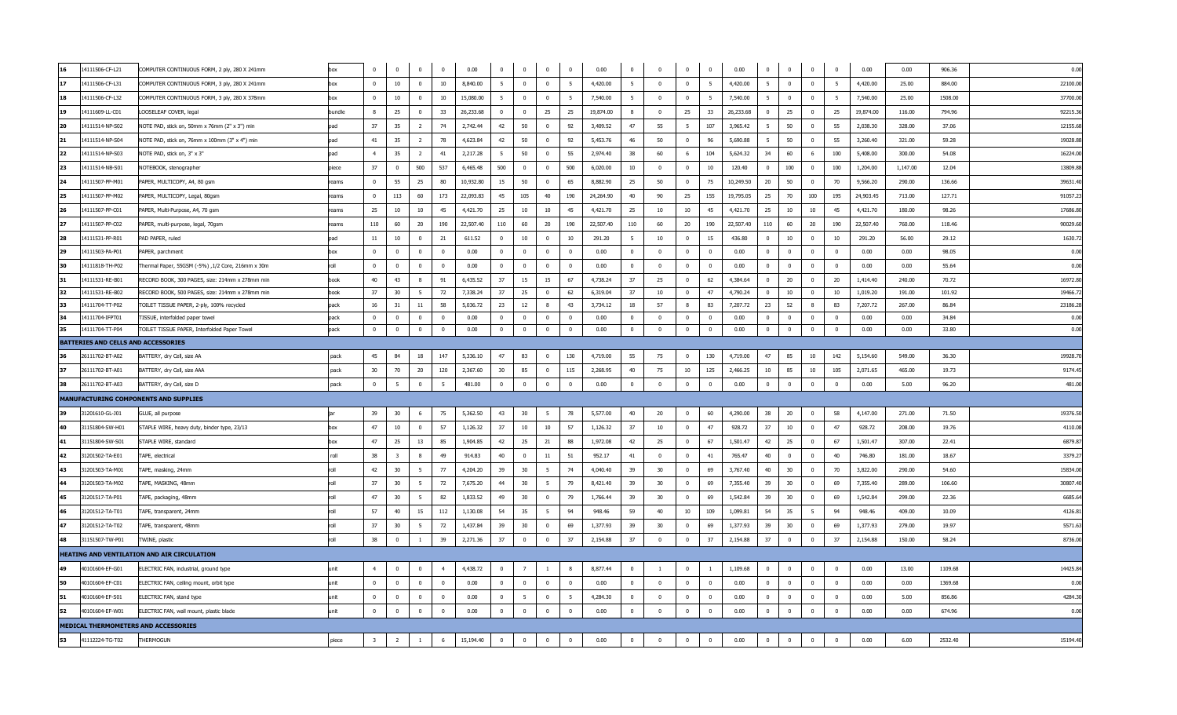| 16 | 14111506-CF-L21 | COMPUTER CONTINUOUS FORM, 2 ply, 280 X 241mm | box | 0 | 0 | 0 | 0 | 0.00 | 0 | 0 | 0 | 0 | 0.00 | 0 | 0 | 0 | 0 | 0.00 | 0 | 0 | 0 | 0 | 0.00 | 0.00 | 906.36 | 0.00 |
|---|---|---|---|---|---|---|---|---|---|---|---|---|---|---|---|---|---|---|---|---|---|---|---|---|---|---|
| 17 | 14111506-CF-L31 | COMPUTER CONTINUOUS FORM, 3 ply, 280 X 241mm | box | 0 | 10 | 0 | 10 | 8,840.00 | 5 | 0 | 0 | 5 | 4,420.00 | 5 | 0 | 0 | 5 | 4,420.00 | 5 | 0 | 0 | 5 | 4,420.00 | 25.00 | 884.00 | 22100.00 |
| 18 | 14111506-CF-L32 | COMPUTER CONTINUOUS FORM, 3 ply, 280 X 378mm | box | 0 | 10 | 0 | 10 | 15,080.00 | 5 | 0 | 0 | 5 | 7,540.00 | 5 | 0 | 0 | 5 | 7,540.00 | 5 | 0 | 0 | 5 | 7,540.00 | 25.00 | 1508.00 | 37700.00 |
| 19 | 14111609-LL-C01 | LOOSELEAF COVER, legal | bundle | 8 | 25 | 0 | 33 | 26,233.68 | 0 | 0 | 25 | 25 | 19,874.00 | 8 | 0 | 25 | 33 | 26,233.68 | 0 | 25 | 0 | 25 | 19,874.00 | 116.00 | 794.96 | 92215.36 |
| 20 | 14111514-NP-S02 | NOTE PAD, stick on, 50mm x 76mm (2" x 3") min | pad | 37 | 35 | 2 | 74 | 2,742.44 | 42 | 50 | 0 | 92 | 3,409.52 | 47 | 55 | 5 | 107 | 3,965.42 | 5 | 50 | 0 | 55 | 2,038.30 | 328.00 | 37.06 | 12155.68 |
| 21 | 14111514-NP-S04 | NOTE PAD, stick on, 76mm x 100mm (3" x 4") min | pad | 41 | 35 | 2 | 78 | 4,623.84 | 42 | 50 | 0 | 92 | 5,453.76 | 46 | 50 | 0 | 96 | 5,690.88 | 5 | 50 | 0 | 55 | 3,260.40 | 321.00 | 59.28 | 19028.88 |
| 22 | 14111514-NP-S03 | NOTE PAD, stick on, 3" x 3" | pad | 4 | 35 | 2 | 41 | 2,217.28 | 5 | 50 | 0 | 55 | 2,974.40 | 38 | 60 | 6 | 104 | 5,624.32 | 34 | 60 | 6 | 100 | 5,408.00 | 300.00 | 54.08 | 16224.00 |
| 23 | 14111514-NB-S01 | NOTEBOOK, stenographer | piece | 37 | 0 | 500 | 537 | 6,465.48 | 500 | 0 | 0 | 500 | 6,020.00 | 10 | 0 | 0 | 10 | 120.40 | 0 | 100 | 0 | 100 | 1,204.00 | 1,147.00 | 12.04 | 13809.88 |
| 24 | 14111507-PP-M01 | PAPER, MULTICOPY, A4, 80 gsm | reams | 0 | 55 | 25 | 80 | 10,932.80 | 15 | 50 | 0 | 65 | 8,882.90 | 25 | 50 | 0 | 75 | 10,249.50 | 20 | 50 | 0 | 70 | 9,566.20 | 290.00 | 136.66 | 39631.40 |
| 25 | 14111507-PP-M02 | PAPER, MULTICOPY, Legal, 80gsm | reams | 0 | 113 | 60 | 173 | 22,093.83 | 45 | 105 | 40 | 190 | 24,264.90 | 40 | 90 | 25 | 155 | 19,795.05 | 25 | 70 | 100 | 195 | 24,903.45 | 713.00 | 127.71 | 91057.23 |
| 26 | 14111507-PP-C01 | PAPER, Multi-Purpose, A4, 70 gsm | reams | 25 | 10 | 10 | 45 | 4,421.70 | 25 | 10 | 10 | 45 | 4,421.70 | 25 | 10 | 10 | 45 | 4,421.70 | 25 | 10 | 10 | 45 | 4,421.70 | 180.00 | 98.26 | 17686.80 |
| 27 | 14111507-PP-C02 | PAPER, multi-purpose, legal, 70gsm | reams | 110 | 60 | 20 | 190 | 22,507.40 | 110 | 60 | 20 | 190 | 22,507.40 | 110 | 60 | 20 | 190 | 22,507.40 | 110 | 60 | 20 | 190 | 22,507.40 | 760.00 | 118.46 | 90029.60 |
| 28 | 14111531-PP-R01 | PAD PAPER, ruled | pad | 11 | 10 | 0 | 21 | 611.52 | 0 | 10 | 0 | 10 | 291.20 | 5 | 10 | 0 | 15 | 436.80 | 0 | 10 | 0 | 10 | 291.20 | 56.00 | 29.12 | 1630.72 |
| 29 | 14111503-PA-P01 | PAPER, parchment | box | 0 | 0 | 0 | 0 | 0.00 | 0 | 0 | 0 | 0 | 0.00 | 0 | 0 | 0 | 0 | 0.00 | 0 | 0 | 0 | 0 | 0.00 | 0.00 | 98.05 | 0.00 |
| 30 | 14111818-TH-P02 | Thermal Paper, 55GSM (-5%) ,1/2 Core, 216mm x 30m | roll | 0 | 0 | 0 | 0 | 0.00 | 0 | 0 | 0 | 0 | 0.00 | 0 | 0 | 0 | 0 | 0.00 | 0 | 0 | 0 | 0 | 0.00 | 0.00 | 55.64 | 0.00 |
| 31 | 14111531-RE-B01 | RECORD BOOK, 300 PAGES, size: 214mm x 278mm min | book | 40 | 43 | 8 | 91 | 6,435.52 | 37 | 15 | 15 | 67 | 4,738.24 | 37 | 25 | 0 | 62 | 4,384.64 | 0 | 20 | 0 | 20 | 1,414.40 | 240.00 | 70.72 | 16972.80 |
| 32 | 14111531-RE-B02 | RECORD BOOK, 500 PAGES, size: 214mm x 278mm min | book | 37 | 30 | 5 | 72 | 7,338.24 | 37 | 25 | 0 | 62 | 6,319.04 | 37 | 10 | 0 | 47 | 4,790.24 | 0 | 10 | 0 | 10 | 1,019.20 | 191.00 | 101.92 | 19466.72 |
| 33 | 14111704-TT-P02 | TOILET TISSUE PAPER, 2-ply, 100% recycled | pack | 16 | 31 | 11 | 58 | 5,036.72 | 23 | 12 | 8 | 43 | 3,734.12 | 18 | 57 | 8 | 83 | 7,207.72 | 23 | 52 | 8 | 83 | 7,207.72 | 267.00 | 86.84 | 23186.28 |
| 34 | 14111704-IFPT01 | TISSUE, interfolded paper towel | pack | 0 | 0 | 0 | 0 | 0.00 | 0 | 0 | 0 | 0 | 0.00 | 0 | 0 | 0 | 0 | 0.00 | 0 | 0 | 0 | 0 | 0.00 | 0.00 | 34.84 | 0.00 |
| 35 | 14111704-TT-P04 | TOILET TISSUE PAPER, Interfolded Paper Towel | pack | 0 | 0 | 0 | 0 | 0.00 | 0 | 0 | 0 | 0 | 0.00 | 0 | 0 | 0 | 0 | 0.00 | 0 | 0 | 0 | 0 | 0.00 | 0.00 | 33.80 | 0.00 |
| **BATTERIES AND CELLS AND ACCESSORIES** | | | | | | | | | | | | | | | | | | | | | | | | | | |
| 36 | 26111702-BT-A02 | BATTERY, dry Cell, size AA | pack | 45 | 84 | 18 | 147 | 5,336.10 | 47 | 83 | 0 | 130 | 4,719.00 | 55 | 75 | 0 | 130 | 4,719.00 | 47 | 85 | 10 | 142 | 5,154.60 | 549.00 | 36.30 | 19928.70 |
| 37 | 26111702-BT-A01 | BATTERY, dry Cell, size AAA | pack | 30 | 70 | 20 | 120 | 2,367.60 | 30 | 85 | 0 | 115 | 2,268.95 | 40 | 75 | 10 | 125 | 2,466.25 | 10 | 85 | 10 | 105 | 2,071.65 | 465.00 | 19.73 | 9174.45 |
| 38 | 26111702-BT-A03 | BATTERY, dry Cell, size D | pack | 0 | 5 | 0 | 5 | 481.00 | 0 | 0 | 0 | 0 | 0.00 | 0 | 0 | 0 | 0 | 0.00 | 0 | 0 | 0 | 0 | 0.00 | 5.00 | 96.20 | 481.00 |
| **MANUFACTURING COMPONENTS AND SUPPLIES** | | | | | | | | | | | | | | | | | | | | | | | | | | |
| 39 | 31201610-GL-J01 | GLUE, all purpose | jar | 39 | 30 | 6 | 75 | 5,362.50 | 43 | 30 | 5 | 78 | 5,577.00 | 40 | 20 | 0 | 60 | 4,290.00 | 38 | 20 | 0 | 58 | 4,147.00 | 271.00 | 71.50 | 19376.50 |
| 40 | 31151804-SW-H01 | STAPLE WIRE, heavy duty, binder type, 23/13 | box | 47 | 10 | 0 | 57 | 1,126.32 | 37 | 10 | 10 | 57 | 1,126.32 | 37 | 10 | 0 | 47 | 928.72 | 37 | 10 | 0 | 47 | 928.72 | 208.00 | 19.76 | 4110.08 |
| 41 | 31151804-SW-S01 | STAPLE WIRE, standard | box | 47 | 25 | 13 | 85 | 1,904.85 | 42 | 25 | 21 | 88 | 1,972.08 | 42 | 25 | 0 | 67 | 1,501.47 | 42 | 25 | 0 | 67 | 1,501.47 | 307.00 | 22.41 | 6879.87 |
| 42 | 31201502-TA-E01 | TAPE, electrical | roll | 38 | 3 | 8 | 49 | 914.83 | 40 | 0 | 11 | 51 | 952.17 | 41 | 0 | 0 | 41 | 765.47 | 40 | 0 | 0 | 40 | 746.80 | 181.00 | 18.67 | 3379.27 |
| 43 | 31201503-TA-M01 | TAPE, masking, 24mm | roll | 42 | 30 | 5 | 77 | 4,204.20 | 39 | 30 | 5 | 74 | 4,040.40 | 39 | 30 | 0 | 69 | 3,767.40 | 40 | 30 | 0 | 70 | 3,822.00 | 290.00 | 54.60 | 15834.00 |
| 44 | 31201503-TA-M02 | TAPE, MASKING, 48mm | roll | 37 | 30 | 5 | 72 | 7,675.20 | 44 | 30 | 5 | 79 | 8,421.40 | 39 | 30 | 0 | 69 | 7,355.40 | 39 | 30 | 0 | 69 | 7,355.40 | 289.00 | 106.60 | 30807.40 |
| 45 | 31201517-TA-P01 | TAPE, packaging, 48mm | roll | 47 | 30 | 5 | 82 | 1,833.52 | 49 | 30 | 0 | 79 | 1,766.44 | 39 | 30 | 0 | 69 | 1,542.84 | 39 | 30 | 0 | 69 | 1,542.84 | 299.00 | 22.36 | 6685.64 |
| 46 | 31201512-TA-T01 | TAPE, transparent, 24mm | roll | 57 | 40 | 15 | 112 | 1,130.08 | 54 | 35 | 5 | 94 | 948.46 | 59 | 40 | 10 | 109 | 1,099.81 | 54 | 35 | 5 | 94 | 948.46 | 409.00 | 10.09 | 4126.81 |
| 47 | 31201512-TA-T02 | TAPE, transparent, 48mm | roll | 37 | 30 | 5 | 72 | 1,437.84 | 39 | 30 | 0 | 69 | 1,377.93 | 39 | 30 | 0 | 69 | 1,377.93 | 39 | 30 | 0 | 69 | 1,377.93 | 279.00 | 19.97 | 5571.63 |
| 48 | 31151507-TW-P01 | TWINE, plastic | roll | 38 | 0 | 1 | 39 | 2,271.36 | 37 | 0 | 0 | 37 | 2,154.88 | 37 | 0 | 0 | 37 | 2,154.88 | 37 | 0 | 0 | 37 | 2,154.88 | 150.00 | 58.24 | 8736.00 |
| **HEATING AND VENTILATION AND AIR CIRCULATION** | | | | | | | | | | | | | | | | | | | | | | | | | | |
| 49 | 40101604-EF-G01 | ELECTRIC FAN, industrial, ground type | unit | 4 | 0 | 0 | 4 | 4,438.72 | 0 | 7 | 1 | 8 | 8,877.44 | 0 | 1 | 0 | 1 | 1,109.68 | 0 | 0 | 0 | 0 | 0.00 | 13.00 | 1109.68 | 14425.84 |
| 50 | 40101604-EF-C01 | ELECTRIC FAN, ceiling mount, orbit type | unit | 0 | 0 | 0 | 0 | 0.00 | 0 | 0 | 0 | 0 | 0.00 | 0 | 0 | 0 | 0 | 0.00 | 0 | 0 | 0 | 0 | 0.00 | 0.00 | 1369.68 | 0.00 |
| 51 | 40101604-EF-S01 | ELECTRIC FAN, stand type | unit | 0 | 0 | 0 | 0 | 0.00 | 0 | 5 | 0 | 5 | 4,284.30 | 0 | 0 | 0 | 0 | 0.00 | 0 | 0 | 0 | 0 | 0.00 | 5.00 | 856.86 | 4284.30 |
| 52 | 40101604-EF-W01 | ELECTRIC FAN, wall mount, plastic blade | unit | 0 | 0 | 0 | 0 | 0.00 | 0 | 0 | 0 | 0 | 0.00 | 0 | 0 | 0 | 0 | 0.00 | 0 | 0 | 0 | 0 | 0.00 | 0.00 | 674.96 | 0.00 |
| **MEDICAL THERMOMETERS AND ACCESSORIES** | | | | | | | | | | | | | | | | | | | | | | | | | | |
| 53 | 41112224-TG-T02 | THERMOGUN | piece | 3 | 2 | 1 | 6 | 15,194.40 | 0 | 0 | 0 | 0 | 0.00 | 0 | 0 | 0 | 0 | 0.00 | 0 | 0 | 0 | 0 | 0.00 | 6.00 | 2532.40 | 15194.40 |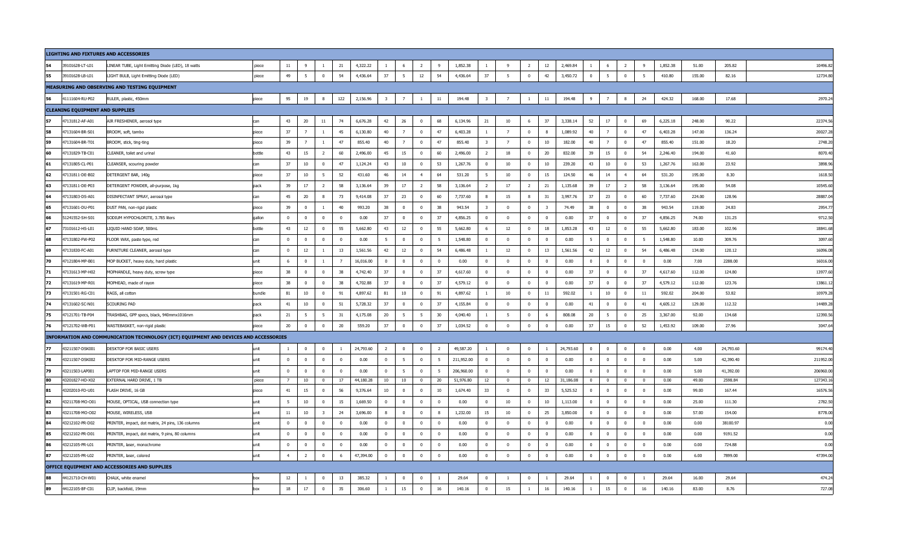| | | | | | | | | | | | | | | | | | | | | | | | | | | | |
|---|---|---|---|---|---|---|---|---|---|---|---|---|---|---|---|---|---|---|---|---|---|---|---|---|---|---|---|
| **LIGHTING AND FIXTURES AND ACCESSORIES** | | | | | | | | | | | | | | | | | | | | | | | | | | | |
| 54 | 39101628-LT-L01 | LINEAR TUBE, Light Emitting Diode (LED), 18 watts | piece | 11 | 9 | 1 | 21 | 4,322.22 | 1 | 6 | 2 | 9 | 1,852.38 | 1 | 9 | 2 | 12 | 2,469.84 | 1 | 6 | 2 | 9 | 1,852.38 | 51.00 | 205.82 | 10496.82 |
| 55 | 39101628-LB-L01 | LIGHT BULB, Light Emitting Diode (LED) | piece | 49 | 5 | 0 | 54 | 4,436.64 | 37 | 5 | 12 | 54 | 4,436.64 | 37 | 5 | 0 | 42 | 3,450.72 | 0 | 5 | 0 | 5 | 410.80 | 155.00 | 82.16 | 12734.80 |
| **MEASURING AND OBSERVING AND TESTING EQUIPMENT** | | | | | | | | | | | | | | | | | | | | | | | | | | | |
| 56 | 41111604-RU-P02 | RULER, plastic, 450mm | piece | 95 | 19 | 8 | 122 | 2,156.96 | 3 | 7 | 1 | 11 | 194.48 | 3 | 7 | 1 | 11 | 194.48 | 9 | 7 | 8 | 24 | 424.32 | 168.00 | 17.68 | 2970.24 |
| **CLEANING EQUIPMENT AND SUPPLIES** | | | | | | | | | | | | | | | | | | | | | | | | | | | |
| 57 | 47131812-AF-A01 | AIR FRESHENER, aerosol type | can | 43 | 20 | 11 | 74 | 6,676.28 | 42 | 26 | 0 | 68 | 6,134.96 | 21 | 10 | 6 | 37 | 3,338.14 | 52 | 17 | 0 | 69 | 6,225.18 | 248.00 | 90.22 | 22374.56 |
| 58 | 47131604-BR-S01 | BROOM, soft, tambo | piece | 37 | 7 | 1 | 45 | 6,130.80 | 40 | 7 | 0 | 47 | 6,403.28 | 1 | 7 | 0 | 8 | 1,089.92 | 40 | 7 | 0 | 47 | 6,403.28 | 147.00 | 136.24 | 20027.28 |
| 59 | 47131604-BR-T01 | BROOM, stick, ting-ting | piece | 39 | 7 | 1 | 47 | 855.40 | 40 | 7 | 0 | 47 | 855.40 | 3 | 7 | 0 | 10 | 182.00 | 40 | 7 | 0 | 47 | 855.40 | 151.00 | 18.20 | 2748.20 |
| 60 | 47131829-TB-C01 | CLEANER, toilet and urinal | bottle | 43 | 15 | 2 | 60 | 2,496.00 | 45 | 15 | 0 | 60 | 2,496.00 | 2 | 18 | 0 | 20 | 832.00 | 39 | 15 | 0 | 54 | 2,246.40 | 194.00 | 41.60 | 8070.40 |
| 61 | 47131805-CL-P01 | CLEANSER, scouring powder | can | 37 | 10 | 0 | 47 | 1,124.24 | 43 | 10 | 0 | 53 | 1,267.76 | 0 | 10 | 0 | 10 | 239.20 | 43 | 10 | 0 | 53 | 1,267.76 | 163.00 | 23.92 | 3898.96 |
| 62 | 47131811-DE-B02 | DETERGENT BAR, 140g | piece | 37 | 10 | 5 | 52 | 431.60 | 46 | 14 | 4 | 64 | 531.20 | 5 | 10 | 0 | 15 | 124.50 | 46 | 14 | 4 | 64 | 531.20 | 195.00 | 8.30 | 1618.50 |
| 63 | 47131811-DE-P03 | DETERGENT POWDER, all-purpose, 1kg | pack | 39 | 17 | 2 | 58 | 3,136.64 | 39 | 17 | 2 | 58 | 3,136.64 | 2 | 17 | 2 | 21 | 1,135.68 | 39 | 17 | 2 | 58 | 3,136.64 | 195.00 | 54.08 | 10545.60 |
| 64 | 47131803-DS-A01 | DISINFECTANT SPRAY, aerosol type | can | 45 | 20 | 8 | 73 | 9,414.08 | 37 | 23 | 0 | 60 | 7,737.60 | 8 | 15 | 8 | 31 | 3,997.76 | 37 | 23 | 0 | 60 | 7,737.60 | 224.00 | 128.96 | 28887.04 |
| 65 | 47131601-DU-P01 | DUST PAN, non-rigid plastic | piece | 39 | 0 | 1 | 40 | 993.20 | 38 | 0 | 0 | 38 | 943.54 | 3 | 0 | 0 | 3 | 74.49 | 38 | 0 | 0 | 38 | 943.54 | 119.00 | 24.83 | 2954.77 |
| 66 | 51241552-SH-S01 | SODIUM HYPOCHLORITE, 3.785 liters | gallon | 0 | 0 | 0 | 0 | 0.00 | 37 | 0 | 0 | 37 | 4,856.25 | 0 | 0 | 0 | 0 | 0.00 | 37 | 0 | 0 | 37 | 4,856.25 | 74.00 | 131.25 | 9712.50 |
| 67 | 73101612-HS-L01 | LIQUID HAND SOAP, 500mL | bottle | 43 | 12 | 0 | 55 | 5,662.80 | 43 | 12 | 0 | 55 | 5,662.80 | 6 | 12 | 0 | 18 | 1,853.28 | 43 | 12 | 0 | 55 | 5,662.80 | 183.00 | 102.96 | 18841.68 |
| 68 | 47131802-FW-P02 | FLOOR WAX, paste type, red | can | 0 | 0 | 0 | 0 | 0.00 | 5 | 0 | 0 | 5 | 1,548.80 | 0 | 0 | 0 | 0 | 0.00 | 5 | 0 | 0 | 5 | 1,548.80 | 10.00 | 309.76 | 3097.60 |
| 69 | 47131830-FC-A01 | FURNITURE CLEANER, aerosol type | can | 0 | 12 | 1 | 13 | 1,561.56 | 42 | 12 | 0 | 54 | 6,486.48 | 1 | 12 | 0 | 13 | 1,561.56 | 42 | 12 | 0 | 54 | 6,486.48 | 134.00 | 120.12 | 16096.08 |
| 70 | 47121804-MP-B01 | MOP BUCKET, heavy duty, hard plastic | unit | 6 | 0 | 1 | 7 | 16,016.00 | 0 | 0 | 0 | 0 | 0.00 | 0 | 0 | 0 | 0 | 0.00 | 0 | 0 | 0 | 0 | 0.00 | 7.00 | 2288.00 | 16016.00 |
| 71 | 47131613-MP-H02 | MOPHANDLE, heavy duty, screw type | piece | 38 | 0 | 0 | 38 | 4,742.40 | 37 | 0 | 0 | 37 | 4,617.60 | 0 | 0 | 0 | 0 | 0.00 | 37 | 0 | 0 | 37 | 4,617.60 | 112.00 | 124.80 | 13977.60 |
| 72 | 47131619-MP-R01 | MOPHEAD, made of rayon | piece | 38 | 0 | 0 | 38 | 4,702.88 | 37 | 0 | 0 | 37 | 4,579.12 | 0 | 0 | 0 | 0 | 0.00 | 37 | 0 | 0 | 37 | 4,579.12 | 112.00 | 123.76 | 13861.12 |
| 73 | 47131501-RG-C01 | RAGS, all cotton | bundle | 81 | 10 | 0 | 91 | 4,897.62 | 81 | 10 | 0 | 91 | 4,897.62 | 1 | 10 | 0 | 11 | 592.02 | 1 | 10 | 0 | 11 | 592.02 | 204.00 | 53.82 | 10979.28 |
| 74 | 47131602-SC-N01 | SCOURING PAD | pack | 41 | 10 | 0 | 51 | 5,728.32 | 37 | 0 | 0 | 37 | 4,155.84 | 0 | 0 | 0 | 0 | 0.00 | 41 | 0 | 0 | 41 | 4,605.12 | 129.00 | 112.32 | 14489.28 |
| 75 | 47121701-TB-P04 | TRASHBAG, GPP specs, black, 940mmx1016mm | pack | 21 | 5 | 5 | 31 | 4,175.08 | 20 | 5 | 5 | 30 | 4,040.40 | 1 | 5 | 0 | 6 | 808.08 | 20 | 5 | 0 | 25 | 3,367.00 | 92.00 | 134.68 | 12390.56 |
| 76 | 47121702-WB-P01 | WASTEBASKET, non-rigid plastic | piece | 20 | 0 | 0 | 20 | 559.20 | 37 | 0 | 0 | 37 | 1,034.52 | 0 | 0 | 0 | 0 | 0.00 | 37 | 15 | 0 | 52 | 1,453.92 | 109.00 | 27.96 | 3047.64 |
| **INFORMATION AND COMMUNICATION TECHNOLOGY (ICT) EQUIPMENT AND DEVICES AND ACCESSORIES** | | | | | | | | | | | | | | | | | | | | | | | | | | | |
| 77 | 43211507-DSK001 | DESKTOP FOR BASIC USERS | unit | 1 | 0 | 0 | 1 | 24,793.60 | 2 | 0 | 0 | 2 | 49,587.20 | 1 | 0 | 0 | 1 | 24,793.60 | 0 | 0 | 0 | 0 | 0.00 | 4.00 | 24,793.60 | 99174.40 |
| 78 | 43211507-DSK002 | DESKTOP FOR MID-RANGE USERS | unit | 0 | 0 | 0 | 0 | 0.00 | 0 | 5 | 0 | 5 | 211,952.00 | 0 | 0 | 0 | 0 | 0.00 | 0 | 0 | 0 | 0 | 0.00 | 5.00 | 42,390.40 | 211952.00 |
| 79 | 43211503-LAP001 | LAPTOP FOR MID-RANGE USERS | unit | 0 | 0 | 0 | 0 | 0.00 | 0 | 5 | 0 | 5 | 206,960.00 | 0 | 0 | 0 | 0 | 0.00 | 0 | 0 | 0 | 0 | 0.00 | 5.00 | 41,392.00 | 206960.00 |
| 80 | 43201827-HD-X02 | EXTERNAL HARD DRIVE, 1 TB | piece | 7 | 10 | 0 | 17 | 44,180.28 | 10 | 10 | 0 | 20 | 51,976.80 | 12 | 0 | 0 | 12 | 31,186.08 | 0 | 0 | 0 | 0 | 0.00 | 49.00 | 2598.84 | 127343.16 |
| 81 | 43202010-FD-U01 | FLASH DRIVE, 16 GB | piece | 41 | 15 | 0 | 56 | 9,376.64 | 10 | 0 | 0 | 10 | 1,674.40 | 33 | 0 | 0 | 33 | 5,525.52 | 0 | 0 | 0 | 0 | 0.00 | 99.00 | 167.44 | 16576.56 |
| 82 | 43211708-MO-O01 | MOUSE, OPTICAL, USB connection type | unit | 5 | 10 | 0 | 15 | 1,669.50 | 0 | 0 | 0 | 0 | 0.00 | 0 | 10 | 0 | 10 | 1,113.00 | 0 | 0 | 0 | 0 | 0.00 | 25.00 | 111.30 | 2782.50 |
| 83 | 43211708-MO-O02 | MOUSE, WIRELESS, USB | unit | 11 | 10 | 3 | 24 | 3,696.00 | 8 | 0 | 0 | 8 | 1,232.00 | 15 | 10 | 0 | 25 | 3,850.00 | 0 | 0 | 0 | 0 | 0.00 | 57.00 | 154.00 | 8778.00 |
| 84 | 43212102-PR-D02 | PRINTER, impact, dot matrix, 24 pins, 136 columns | unit | 0 | 0 | 0 | 0 | 0.00 | 0 | 0 | 0 | 0 | 0.00 | 0 | 0 | 0 | 0 | 0.00 | 0 | 0 | 0 | 0 | 0.00 | 0.00 | 38100.97 | 0.00 |
| 85 | 43212102-PR-D01 | PRINTER, impact, dot matrix, 9 pins, 80 columns | unit | 0 | 0 | 0 | 0 | 0.00 | 0 | 0 | 0 | 0 | 0.00 | 0 | 0 | 0 | 0 | 0.00 | 0 | 0 | 0 | 0 | 0.00 | 0.00 | 9191.52 | 0.00 |
| 86 | 43212105-PR-L01 | PRINTER, laser, monochrome | unit | 0 | 0 | 0 | 0 | 0.00 | 0 | 0 | 0 | 0 | 0.00 | 0 | 0 | 0 | 0 | 0.00 | 0 | 0 | 0 | 0 | 0.00 | 0.00 | 724.88 | 0.00 |
| 87 | 43212105-PR-L02 | PRINTER, laser, colored | unit | 4 | 2 | 0 | 6 | 47,394.00 | 0 | 0 | 0 | 0 | 0.00 | 0 | 0 | 0 | 0 | 0.00 | 0 | 0 | 0 | 0 | 0.00 | 6.00 | 7899.00 | 47394.00 |
| **OFFICE EQUIPMENT AND ACCESSORIES AND SUPPLIES** | | | | | | | | | | | | | | | | | | | | | | | | | | | |
| 88 | 44121710-CH-W01 | CHALK, white enamel | box | 12 | 1 | 0 | 13 | 385.32 | 1 | 0 | 0 | 1 | 29.64 | 0 | 1 | 0 | 1 | 29.64 | 1 | 0 | 0 | 1 | 29.64 | 16.00 | 29.64 | 474.24 |
| 89 | 44122105-BF-C01 | CLIP, backfold, 19mm | box | 18 | 17 | 0 | 35 | 306.60 | 1 | 15 | 0 | 16 | 140.16 | 0 | 15 | 1 | 16 | 140.16 | 1 | 15 | 0 | 16 | 140.16 | 83.00 | 8.76 | 727.08 |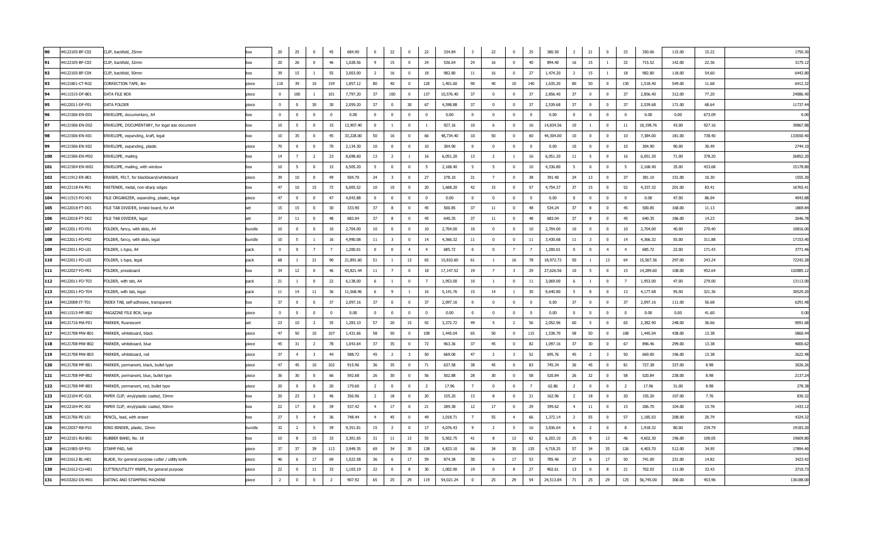| 90 | 44122105-BF-C02 | CLIP, backfold, 25mm | box | 20 | 25 | 0 | 45 | 684.90 | 0 | 22 | 0 | 22 | 334.84 | 3 | 22 | 0 | 25 | 380.50 | 2 | 21 | 0 | 23 | 350.06 | 115.00 | 15.22 | 1750.30 |
|---|---|---|---|---|---|---|---|---|---|---|---|---|---|---|---|---|---|---|---|---|---|---|---|---|---|---|
| 91 | 44122105-BF-C03 | CLIP, backfold, 32mm | box | 20 | 26 | 0 | 46 | 1,028.56 | 9 | 15 | 0 | 24 | 536.64 | 24 | 16 | 0 | 40 | 894.40 | 16 | 15 | 1 | 32 | 715.52 | 142.00 | 22.36 | 3175.12 |
| 92 | 44122105-BF-C04 | CLIP, backfold, 50mm | box | 39 | 15 | 1 | 55 | 3,003.00 | 2 | 16 | 0 | 18 | 982.80 | 11 | 16 | 0 | 27 | 1,474.20 | 2 | 15 | 1 | 18 | 982.80 | 118.00 | 54.60 | 6442.80 |
| 93 | 44121801-CT-R02 | CORRECTION TAPE, 8m | piece | 110 | 39 | 10 | 159 | 1,857.12 | 80 | 40 | 0 | 120 | 1,401.60 | 90 | 40 | 10 | 140 | 1,635.20 | 80 | 50 | 0 | 130 | 1,518.40 | 549.00 | 11.68 | 6412.32 |
| 94 | 44111515-DF-B01 | DATA FILE BOX | piece | 0 | 100 | 1 | 101 | 7,797.20 | 37 | 100 | 0 | 137 | 10,576.40 | 37 | 0 | 0 | 37 | 2,856.40 | 37 | 0 | 0 | 37 | 2,856.40 | 312.00 | 77.20 | 24086.40 |
| 95 | 44122011-DF-F01 | DATA FOLDER | piece | 0 | 0 | 30 | 30 | 2,059.20 | 37 | 0 | 30 | 67 | 4,598.88 | 37 | 0 | 0 | 37 | 2,539.68 | 37 | 0 | 0 | 37 | 2,539.68 | 171.00 | 68.64 | 11737.44 |
| 96 | 44121506-EN-D01 | ENVELOPE, documentary, A4 | box | 0 | 0 | 0 | 0 | 0.00 | 0 | 0 | 0 | 0 | 0.00 | 0 | 0 | 0 | 0 | 0.00 | 0 | 0 | 0 | 0 | 0.00 | 0.00 | 673.09 | 0.00 |
| 97 | 44121506-EN-D02 | ENVELOPE, DOCUMENTARY, for legal size document | box | 10 | 5 | 0 | 15 | 13,907.40 | 0 | 1 | 0 | 1 | 927.16 | 10 | 6 | 0 | 16 | 14,834.56 | 10 | 1 | 0 | 11 | 10,198.76 | 43.00 | 927.16 | 39867.88 |
| 98 | 44121506-EN-X01 | ENVELOPE, expanding, kraft, legal | box | 10 | 35 | 0 | 45 | 33,228.00 | 50 | 16 | 0 | 66 | 48,734.40 | 10 | 50 | 0 | 60 | 44,304.00 | 10 | 0 | 0 | 10 | 7,384.00 | 181.00 | 738.40 | 133650.40 |
| 99 | 44121506-EN-X02 | ENVELOPE, expanding, plastic | piece | 70 | 0 | 0 | 70 | 2,134.30 | 10 | 0 | 0 | 10 | 304.90 | 0 | 0 | 0 | 0 | 0.00 | 10 | 0 | 0 | 10 | 304.90 | 90.00 | 30.49 | 2744.10 |
| 100 | 44121506-EN-M02 | ENVELOPE, mailing | box | 14 | 7 | 2 | 23 | 8,698.60 | 13 | 2 | 1 | 16 | 6,051.20 | 13 | 2 | 1 | 16 | 6,051.20 | 11 | 5 | 0 | 16 | 6,051.20 | 71.00 | 378.20 | 26852.20 |
| 101 | 44121504-EN-W02 | ENVELOPE, mailing, with window | box | 10 | 5 | 0 | 15 | 6,505.20 | 5 | 0 | 0 | 5 | 2,168.40 | 5 | 5 | 0 | 10 | 4,336.80 | 5 | 0 | 0 | 5 | 2,168.40 | 35.00 | 433.68 | 15178.80 |
| 102 | 44111912-ER-B01 | ERASER, FELT, for blackboard/whiteboard | piece | 39 | 10 | 0 | 49 | 504.70 | 24 | 3 | 0 | 27 | 278.10 | 31 | 7 | 0 | 38 | 391.40 | 24 | 13 | 0 | 37 | 381.10 | 151.00 | 10.30 | 1555.30 |
| 103 | 44122118-FA-P01 | FASTENER, metal, non-sharp edges | box | 47 | 10 | 15 | 72 | 6,005.52 | 10 | 10 | 0 | 20 | 1,668.20 | 42 | 15 | 0 | 57 | 4,754.37 | 37 | 15 | 0 | 52 | 4,337.32 | 201.00 | 83.41 | 16765.41 |
| 104 | 44111515-FO-X01 | FILE ORGANIZER, expanding, plastic, legal | piece | 47 | 0 | 0 | 47 | 4,043.88 | 0 | 0 | 0 | 0 | 0.00 | 0 | 0 | 0 | 0 | 0.00 | 0 | 0 | 0 | 0 | 0.00 | 47.00 | 86.04 | 4043.88 |
| 105 | 44122018-FT-D01 | FILE TAB DIVIDER, bristol board, for A4 | set | 15 | 15 | 0 | 30 | 333.90 | 37 | 8 | 0 | 45 | 500.85 | 37 | 11 | 0 | 48 | 534.24 | 37 | 8 | 0 | 45 | 500.85 | 168.00 | 11.13 | 1869.84 |
| 106 | 44122018-FT-D02 | FILE TAB DIVIDER, legal | set | 37 | 11 | 0 | 48 | 683.04 | 37 | 8 | 0 | 45 | 640.35 | 37 | 11 | 0 | 48 | 683.04 | 37 | 8 | 0 | 45 | 640.35 | 186.00 | 14.23 | 2646.78 |
| 107 | 44122011-FO-F01 | FOLDER, fancy, with slide, A4 | bundle | 10 | 0 | 0 | 10 | 2,704.00 | 10 | 0 | 0 | 10 | 2,704.00 | 10 | 0 | 0 | 10 | 2,704.00 | 10 | 0 | 0 | 10 | 2,704.00 | 40.00 | 270.40 | 10816.00 |
| 108 | 44122011-FO-F02 | FOLDER, fancy, with slide, legal | bundle | 10 | 5 | 1 | 16 | 4,990.08 | 11 | 3 | 0 | 14 | 4,366.32 | 11 | 0 | 0 | 11 | 3,430.68 | 11 | 3 | 0 | 14 | 4,366.32 | 55.00 | 311.88 | 17153.40 |
| 109 | 44122011-FO-L01 | FOLDER, L-type, A4 | pack | 0 | 0 | 7 | 7 | 1,200.01 | 0 | 0 | 4 | 4 | 685.72 | 0 | 0 | 7 | 7 | 1,200.01 | 0 | 0 | 4 | 4 | 685.72 | 22.00 | 171.43 | 3771.46 |
| 110 | 44122011-FO-L02 | FOLDER, L-type, legal | pack | 68 | 1 | 21 | 90 | 21,891.60 | 51 | 1 | 13 | 65 | 15,810.60 | 61 | 1 | 16 | 78 | 18,972.72 | 50 | 1 | 13 | 64 | 15,567.36 | 297.00 | 243.24 | 72242.28 |
| 111 | 44122027-FO-P01 | FOLDER, pressboard | box | 34 | 12 | 0 | 46 | 43,821.44 | 11 | 7 | 0 | 18 | 17,147.52 | 19 | 7 | 3 | 29 | 27,626.56 | 10 | 5 | 0 | 15 | 14,289.60 | 108.00 | 952.64 | 102885.12 |
| 112 | 44122011-FO-T03 | FOLDER, with tab, A4 | pack | 21 | 1 | 0 | 22 | 6,138.00 | 6 | 1 | 0 | 7 | 1,953.00 | 10 | 1 | 0 | 11 | 3,069.00 | 6 | 1 | 0 | 7 | 1,953.00 | 47.00 | 279.00 | 13113.00 |
| 113 | 44122011-FO-T04 | FOLDER, with tab, legal | pack | 11 | 14 | 11 | 36 | 11,568.96 | 6 | 9 | 1 | 16 | 5,141.76 | 15 | 14 | 1 | 30 | 9,640.80 | 5 | 8 | 0 | 13 | 4,177.68 | 95.00 | 321.36 | 30529.20 |
| 114 | 44122008-IT-T01 | INDEX TAB, self-adhesive, transparent | box | 37 | 0 | 0 | 37 | 2,097.16 | 37 | 0 | 0 | 37 | 2,097.16 | 0 | 0 | 0 | 0 | 0.00 | 37 | 0 | 0 | 37 | 2,097.16 | 111.00 | 56.68 | 6291.48 |
| 115 | 44111515-MF-B02 | MAGAZINE FILE BOX, large | piece | 0 | 0 | 0 | 0 | 0.00 | 0 | 0 | 0 | 0 | 0.00 | 0 | 0 | 0 | 0 | 0.00 | 0 | 0 | 0 | 0 | 0.00 | 0.00 | 41.60 | 0.00 |
| 116 | 44121716-MA-F01 | MARKER, fluorescent | set | 23 | 10 | 2 | 35 | 1,283.10 | 57 | 20 | 15 | 92 | 3,372.72 | 49 | 5 | 2 | 56 | 2,052.96 | 60 | 5 | 0 | 65 | 2,382.90 | 248.00 | 36.66 | 9091.68 |
| 117 | 44121708-MW-B01 | MARKER, whiteboard, black | piece | 47 | 50 | 10 | 107 | 1,431.66 | 58 | 50 | 0 | 108 | 1,445.04 | 65 | 50 | 0 | 115 | 1,538.70 | 58 | 50 | 0 | 108 | 1,445.04 | 438.00 | 13.38 | 5860.44 |
| 118 | 44121708-MW-B02 | MARKER, whiteboard, blue | piece | 45 | 31 | 2 | 78 | 1,043.64 | 37 | 35 | 0 | 72 | 963.36 | 37 | 45 | 0 | 82 | 1,097.16 | 37 | 30 | 0 | 67 | 896.46 | 299.00 | 13.38 | 4000.62 |
| 119 | 44121708-MW-B03 | MARKER, whiteboard, red | piece | 37 | 4 | 3 | 44 | 588.72 | 45 | 2 | 3 | 50 | 669.00 | 47 | 2 | 3 | 52 | 695.76 | 45 | 2 | 3 | 50 | 669.00 | 196.00 | 13.38 | 2622.48 |
| 120 | 44121708-MP-B01 | MARKER, permanent, black, bullet type | piece | 47 | 45 | 10 | 102 | 915.96 | 36 | 35 | 0 | 71 | 637.58 | 38 | 45 | 0 | 83 | 745.34 | 36 | 45 | 0 | 81 | 727.38 | 337.00 | 8.98 | 3026.26 |
| 121 | 44121708-MP-B02 | MARKER, permanent, blue, bullet type | piece | 36 | 30 | 0 | 66 | 592.68 | 26 | 30 | 0 | 56 | 502.88 | 28 | 30 | 0 | 58 | 520.84 | 26 | 32 | 0 | 58 | 520.84 | 238.00 | 8.98 | 2137.24 |
| 122 | 44121708-MP-B03 | MARKER, permanent, red, bullet type | piece | 20 | 0 | 0 | 20 | 179.60 | 2 | 0 | 0 | 2 | 17.96 | 7 | 0 | 0 | 7 | 62.86 | 2 | 0 | 0 | 2 | 17.96 | 31.00 | 8.98 | 278.38 |
| 123 | 44122104-PC-G01 | PAPER CLIP, vinyl/plastic coated, 33mm | box | 20 | 23 | 3 | 46 | 356.96 | 2 | 18 | 0 | 20 | 155.20 | 13 | 8 | 0 | 21 | 162.96 | 2 | 18 | 0 | 20 | 155.20 | 107.00 | 7.76 | 830.32 |
| 124 | 44122104-PC-J02 | PAPER CLIP, vinyl/plastic coated, 50mm | box | 22 | 17 | 0 | 39 | 537.42 | 4 | 17 | 0 | 21 | 289.38 | 12 | 17 | 0 | 29 | 399.62 | 4 | 11 | 0 | 15 | 206.70 | 104.00 | 13.78 | 1433.12 |
| 125 | 44121706-PE-L01 | PENCIL, lead, with eraser | box | 27 | 5 | 4 | 36 | 748.44 | 4 | 45 | 0 | 49 | 1,018.71 | 7 | 55 | 4 | 66 | 1,372.14 | 2 | 55 | 0 | 57 | 1,185.03 | 208.00 | 20.79 | 4324.32 |
| 126 | 44122037-RB-P10 | RING BINDER, plastic, 32mm | bundle | 32 | 2 | 5 | 39 | 9,351.81 | 15 | 2 | 0 | 17 | 4,076.43 | 9 | 2 | 5 | 16 | 3,836.64 | 6 | 2 | 0 | 8 | 1,918.32 | 80.00 | 239.79 | 19183.20 |
| 127 | 44122101-RU-B01 | RUBBER BAND, No. 18 | box | 10 | 8 | 15 | 33 | 3,301.65 | 31 | 11 | 13 | 55 | 5,502.75 | 41 | 8 | 13 | 62 | 6,203.10 | 25 | 8 | 13 | 46 | 4,602.30 | 196.00 | 100.05 | 19609.80 |
| 128 | 44121905-SP-F01 | STAMP PAD, felt | piece | 37 | 37 | 39 | 113 | 3,949.35 | 69 | 34 | 35 | 138 | 4,823.10 | 66 | 34 | 35 | 135 | 4,718.25 | 57 | 34 | 35 | 126 | 4,403.70 | 512.00 | 34.95 | 17894.40 |
| 129 | 44121612-BL-H01 | BLADE, for general purpose cutter / utility knife | piece | 46 | 6 | 17 | 69 | 1,022.58 | 36 | 6 | 17 | 59 | 874.38 | 30 | 6 | 17 | 53 | 785.46 | 27 | 6 | 17 | 50 | 741.00 | 231.00 | 14.82 | 3423.42 |
| 130 | 44121612-CU-H01 | CUTTER/UTILITY KNIFE, for general purpose | piece | 22 | 0 | 11 | 33 | 1,103.19 | 22 | 0 | 8 | 30 | 1,002.90 | 19 | 0 | 8 | 27 | 902.61 | 13 | 0 | 8 | 21 | 702.03 | 111.00 | 33.43 | 3710.73 |
| 131 | 44103202-DS-M01 | DATING AND STAMPING MACHINE | piece | 2 | 0 | 0 | 2 | 907.92 | 65 | 25 | 29 | 119 | 54,021.24 | 0 | 25 | 29 | 54 | 24,513.84 | 71 | 25 | 29 | 125 | 56,745.00 | 300.00 | 453.96 | 136188.00 |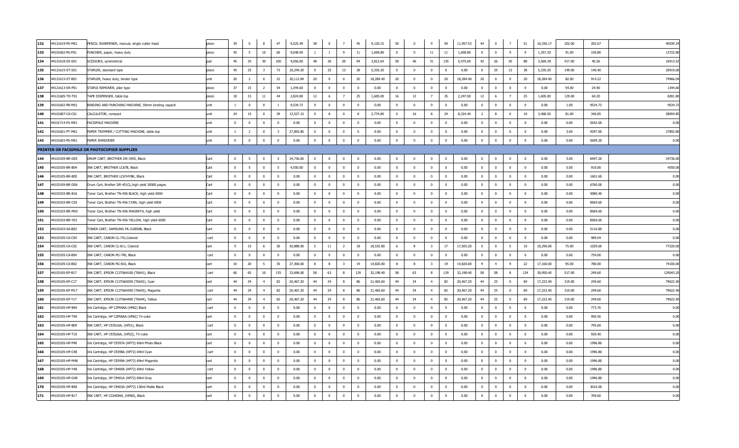| 132 | 44121619-PS-M01 | PENCIL SHARPENER, manual, single cutter head | piece | 39 | 0 | 8 | 47 | 9,525.49 | 38 | 0 | 7 | 45 | 9,120.15 | 50 | 0 | 9 | 59 | 11,957.53 | 44 | 0 | 7 | 51 | 10,336.17 | 202.00 | 202.67 | 40939.34 |
|---|---|---|---|---|---|---|---|---|---|---|---|---|---|---|---|---|---|---|---|---|---|---|---|---|---|---|
| 133 | 44101602-PU-P01 | PUNCHER, paper, heavy duty | piece | 45 | 5 | 10 | 60 | 9,048.00 | 1 | 1 | 9 | 11 | 1,658.80 | 0 | 0 | 11 | 11 | 1,658.80 | 0 | 0 | 9 | 9 | 1,357.20 | 91.00 | 150.80 | 13722.80 |
| 134 | 44121618-SS-S01 | SCISSORS, symmetrical | pair | 45 | 25 | 30 | 100 | 4,056.00 | 48 | 26 | 20 | 94 | 3,812.64 | 58 | 46 | 31 | 135 | 5,475.60 | 42 | 26 | 20 | 88 | 3,569.28 | 417.00 | 40.56 | 16913.52 |
| 135 | 44121615-ST-S01 | STAPLER, standard type | piece | 45 | 25 | 3 | 73 | 10,249.20 | 0 | 25 | 13 | 38 | 5,335.20 | 0 | 0 | 0 | 0 | 0.00 | 0 | 25 | 13 | 38 | 5,335.20 | 149.00 | 140.40 | 20919.60 |
| 136 | 44121615-ST-B01 | STAPLER, heavy duty, binder type | unit | 20 | 2 | 0 | 22 | 20,112.84 | 20 | 0 | 0 | 20 | 18,284.40 | 20 | 0 | 0 | 20 | 18,284.40 | 20 | 0 | 0 | 20 | 18,284.40 | 82.00 | 914.22 | 74966.04 |
| 137 | 44121613-SR-P01 | STAPLE REMOVER, plier type | piece | 37 | 15 | 2 | 54 | 1,344.60 | 0 | 0 | 0 | 0 | 0.00 | 0 | 0 | 0 | 0 | 0.00 | 0 | 0 | 0 | 0 | 0.00 | 54.00 | 24.90 | 1344.60 |
| 138 | 44121605-TD-T01 | TAPE DISPENSER, table top | piece | 18 | 15 | 11 | 44 | 2,824.80 | 12 | 6 | 7 | 25 | 1,605.00 | 16 | 12 | 7 | 35 | 2,247.00 | 12 | 6 | 7 | 25 | 1,605.00 | 129.00 | 64.20 | 8281.80 |
| 139 | 44101602-PB-M01 | BINDING AND PUNCHING MACHINE, 50mm binding capacit | unit | 1 | 0 | 0 | 1 | 9,534.72 | 0 | 0 | 0 | 0 | 0.00 | 0 | 0 | 0 | 0 | 0.00 | 0 | 0 | 0 | 0 | 0.00 | 1.00 | 9534.72 | 9534.72 |
| 140 | 44101807-CA-C01 | CALCULATOR, compact | unit | 24 | 15 | 0 | 39 | 13,527.15 | 0 | 8 | 0 | 8 | 2,774.80 | 0 | 16 | 8 | 24 | 8,324.40 | 2 | 8 | 0 | 10 | 3,468.50 | 81.00 | 346.85 | 28094.85 |
| 141 | 44101714-FX-M01 | FACSIMILE MACHINE | unit | 0 | 0 | 0 | 0 | 0.00 | 0 | 0 | 0 | 0 | 0.00 | 0 | 0 | 0 | 0 | 0.00 | 0 | 0 | 0 | 0 | 0.00 | 0.00 | 5642.00 | 0.00 |
| 142 | 44101601-PT-M01 | PAPER TRIMMER / CUTTING MACHINE, table top | unit | 1 | 2 | 0 | 3 | 27,892.80 | 0 | 0 | 0 | 0 | 0.00 | 0 | 0 | 0 | 0 | 0.00 | 0 | 0 | 0 | 0 | 0.00 | 3.00 | 9297.60 | 27892.80 |
| 143 | 44101603-PS-M01 | PAPER SHREDDER | unit | 0 | 0 | 0 | 0 | 0.00 | 0 | 0 | 0 | 0 | 0.00 | 0 | 0 | 0 | 0 | 0.00 | 0 | 0 | 0 | 0 | 0.00 | 0.00 | 5699.20 | 0.00 |
| **PRINTER OR FACSIMILE OR PHOTOCOPIER SUPPLIES** | | | | | | | | | | | | | | | | | | | | | | | | | | |
| 144 | 44103109-BR-D05 | DRUM CART, BROTHER DR-3455, Black | Cart | 0 | 5 | 0 | 5 | 34,736.00 | 0 | 0 | 0 | 0 | 0.00 | 0 | 0 | 0 | 0 | 0.00 | 0 | 0 | 0 | 0 | 0.00 | 5.00 | 6947.20 | 34736.00 |
| 145 | 44103105-BR-B04 | INK CART, BROTHER LC67B, Black | Cart | 0 | 5 | 0 | 5 | 4,550.00 | 0 | 0 | 0 | 0 | 0.00 | 0 | 0 | 0 | 0 | 0.00 | 0 | 0 | 0 | 0 | 0.00 | 5.00 | 910.00 | 4550.00 |
| 146 | 44103105-BR-B05 | INK CART, BROTHER LC67HYBK, Black | Cart | 0 | 0 | 0 | 0 | 0.00 | 0 | 0 | 0 | 0 | 0.00 | 0 | 0 | 0 | 0 | 0.00 | 0 | 0 | 0 | 0 | 0.00 | 0.00 | 1601.60 | 0.00 |
| 147 | 44103109-BR-D06 | Drum Cart, Brother DR-451CL,high yield 30000 pages | Cart | 0 | 0 | 0 | 0 | 0.00 | 0 | 0 | 0 | 0 | 0.00 | 0 | 0 | 0 | 0 | 0.00 | 0 | 0 | 0 | 0 | 0.00 | 0.00 | 6760.00 | 0.00 |
| 148 | 44103103-BR-B16 | Toner Cart, Brother TN-456 BLACK, high yield 6500 | Cart | 0 | 0 | 0 | 0 | 0.00 | 0 | 0 | 0 | 0 | 0.00 | 0 | 0 | 0 | 0 | 0.00 | 0 | 0 | 0 | 0 | 0.00 | 0.00 | 5080.40 | 0.00 |
| 149 | 44103103-BR-C03 | Toner Cart, Brother TN-456 CYAN, high yield 6500 | Cart | 0 | 0 | 0 | 0 | 0.00 | 0 | 0 | 0 | 0 | 0.00 | 0 | 0 | 0 | 0 | 0.00 | 0 | 0 | 0 | 0 | 0.00 | 0.00 | 8569.60 | 0.00 |
| 150 | 44103103-BR-M03 | Toner Cart, Brother TN-456 MAGENTA, high yield | Cart | 0 | 0 | 0 | 0 | 0.00 | 0 | 0 | 0 | 0 | 0.00 | 0 | 0 | 0 | 0 | 0.00 | 0 | 0 | 0 | 0 | 0.00 | 0.00 | 8569.60 | 0.00 |
| 151 | 44103103-BR-Y03 | Toner Cart, Brother TN-456 YELLOW, high yield 6500 | Cart | 0 | 0 | 0 | 0 | 0.00 | 0 | 0 | 0 | 0 | 0.00 | 0 | 0 | 0 | 0 | 0.00 | 0 | 0 | 0 | 0 | 0.00 | 0.00 | 8569.60 | 0.00 |
| 152 | 44103103-SA-B03 | TONER CART, SAMSUNG ML-D2850B, Black | Cart | 0 | 0 | 0 | 0 | 0.00 | 0 | 0 | 0 | 0 | 0.00 | 0 | 0 | 0 | 0 | 0.00 | 0 | 0 | 0 | 0 | 0.00 | 0.00 | 5116.80 | 0.00 |
| 153 | 44103105-CA-C04 | INK CART, CANON CL-741,Colored | cart | 0 | 0 | 0 | 0 | 0.00 | 0 | 0 | 0 | 0 | 0.00 | 0 | 0 | 0 | 0 | 0.00 | 0 | 0 | 0 | 0 | 0.00 | 0.00 | 989.04 | 0.00 |
| 154 | 44103105-CA-C02 | INK CART, CANON CL-811, Colored | cart | 9 | 15 | 6 | 30 | 30,888.00 | 5 | 11 | 2 | 18 | 18,532.80 | 6 | 8 | 3 | 17 | 17,503.20 | 5 | 0 | 5 | 10 | 10,296.00 | 75.00 | 1029.60 | 77220.00 |
| 155 | 44103105-CA-B04 | INK CART, CANON PG-740, Black | cart | 0 | 0 | 0 | 0 | 0.00 | 0 | 0 | 0 | 0 | 0.00 | 0 | 0 | 0 | 0 | 0.00 | 0 | 0 | 0 | 0 | 0.00 | 0.00 | 754.00 | 0.00 |
| 156 | 44103105-CA-B02 | INK CART, CANON PG-810, Black | cart | 10 | 20 | 5 | 35 | 27,300.00 | 8 | 8 | 3 | 19 | 14,820.00 | 8 | 8 | 3 | 19 | 14,820.00 | 9 | 4 | 9 | 22 | 17,160.00 | 95.00 | 780.00 | 74100.00 |
| 157 | 44103105-EP-B17 | INK CART, EPSON C13T664100 (T6641), Black | cart | 60 | 65 | 10 | 135 | 33,696.00 | 58 | 63 | 8 | 129 | 32,198.40 | 58 | 63 | 8 | 129 | 32,198.40 | 58 | 58 | 8 | 124 | 30,950.40 | 517.00 | 249.60 | 129043.20 |
| 158 | 44103105-EP-C17 | INK CART, EPSON C13T664200 (T6642), Cyan | cart | 44 | 34 | 4 | 82 | 20,467.20 | 44 | 34 | 8 | 86 | 21,465.60 | 44 | 34 | 4 | 82 | 20,467.20 | 44 | 25 | 0 | 69 | 17,222.40 | 319.00 | 249.60 | 79622.40 |
| 159 | 44103105-EP-M17 | INK CART, EPSON C13T664300 (T6643), Magenta | cart | 44 | 34 | 4 | 82 | 20,467.20 | 44 | 34 | 8 | 86 | 21,465.60 | 44 | 34 | 4 | 82 | 20,467.20 | 44 | 25 | 0 | 69 | 17,222.40 | 319.00 | 249.60 | 79622.40 |
| 160 | 44103105-EP-Y17 | INK CART, EPSON C13T664400 (T6644), Yellow | cart | 44 | 34 | 4 | 82 | 20,467.20 | 44 | 34 | 8 | 86 | 21,465.60 | 44 | 34 | 4 | 82 | 20,467.20 | 44 | 25 | 0 | 69 | 17,222.40 | 319.00 | 249.60 | 79622.40 |
| 161 | 44103105-HP-B40 | Ink Cartridge, HP C2P04AA (HP62) Black | cart | 0 | 0 | 0 | 0 | 0.00 | 0 | 0 | 0 | 0 | 0.00 | 0 | 0 | 0 | 0 | 0.00 | 0 | 0 | 0 | 0 | 0.00 | 0.00 | 773.76 | 0.00 |
| 162 | 44103105-HP-T40 | Ink Cartridge, HP C2P06AA (HP62) Tri-color | cart | 0 | 0 | 0 | 0 | 0.00 | 0 | 0 | 0 | 0 | 0.00 | 0 | 0 | 0 | 0 | 0.00 | 0 | 0 | 0 | 0 | 0.00 | 0.00 | 950.56 | 0.00 |
| 163 | 44103105-HP-B09 | INK CART, HP C9351AA, (HP21), Black | cart | 0 | 0 | 0 | 0 | 0.00 | 0 | 0 | 0 | 0 | 0.00 | 0 | 0 | 0 | 0 | 0.00 | 0 | 0 | 0 | 0 | 0.00 | 0.00 | 795.60 | 0.00 |
| 164 | 44103105-HP-T10 | INK CART, HP C9352AA, (HP22), Tri-color | cart | 0 | 0 | 0 | 0 | 0.00 | 0 | 0 | 0 | 0 | 0.00 | 0 | 0 | 0 | 0 | 0.00 | 0 | 0 | 0 | 0 | 0.00 | 0.00 | 920.40 | 0.00 |
| 165 | 44103105-HP-P48 | Ink Cartridge, HP C9397A (HP72) 69ml Photo Black | cart | 0 | 0 | 0 | 0 | 0.00 | 0 | 0 | 0 | 0 | 0.00 | 0 | 0 | 0 | 0 | 0.00 | 0 | 0 | 0 | 0 | 0.00 | 0.00 | 1996.80 | 0.00 |
| 166 | 44103105-HP-C48 | Ink Cartridge, HP C9398A (HP72) 69ml Cyan | cart | 0 | 0 | 0 | 0 | 0.00 | 0 | 0 | 0 | 0 | 0.00 | 0 | 0 | 0 | 0 | 0.00 | 0 | 0 | 0 | 0 | 0.00 | 0.00 | 1996.80 | 0.00 |
| 167 | 44103105-HP-M48 | Ink Cartridge, HP C9399A (HP72) 69ml Magenta | cart | 0 | 0 | 0 | 0 | 0.00 | 0 | 0 | 0 | 0 | 0.00 | 0 | 0 | 0 | 0 | 0.00 | 0 | 0 | 0 | 0 | 0.00 | 0.00 | 1996.80 | 0.00 |
| 168 | 44103105-HP-Y48 | Ink Cartridge, HP C9400A (HP72) 69ml Yellow | cart | 0 | 0 | 0 | 0 | 0.00 | 0 | 0 | 0 | 0 | 0.00 | 0 | 0 | 0 | 0 | 0.00 | 0 | 0 | 0 | 0 | 0.00 | 0.00 | 1996.80 | 0.00 |
| 169 | 44103105-HP-G48 | Ink Cartridge, HP C9401A (HP72) 69ml Gray | cart | 0 | 0 | 0 | 0 | 0.00 | 0 | 0 | 0 | 0 | 0.00 | 0 | 0 | 0 | 0 | 0.00 | 0 | 0 | 0 | 0 | 0.00 | 0.00 | 1996.80 | 0.00 |
| 170 | 44103105-HP-B48 | Ink Cartridge, HP C9403A (HP72) 130ml Matte Black | cart | 0 | 0 | 0 | 0 | 0.00 | 0 | 0 | 0 | 0 | 0.00 | 0 | 0 | 0 | 0 | 0.00 | 0 | 0 | 0 | 0 | 0.00 | 0.00 | 3016.00 | 0.00 |
| 171 | 44103105-HP-B17 | INK CART, HP CC640WA, (HP60), Black | cart | 0 | 0 | 0 | 0 | 0.00 | 0 | 0 | 0 | 0 | 0.00 | 0 | 0 | 0 | 0 | 0.00 | 0 | 0 | 0 | 0 | 0.00 | 0.00 | 769.60 | 0.00 |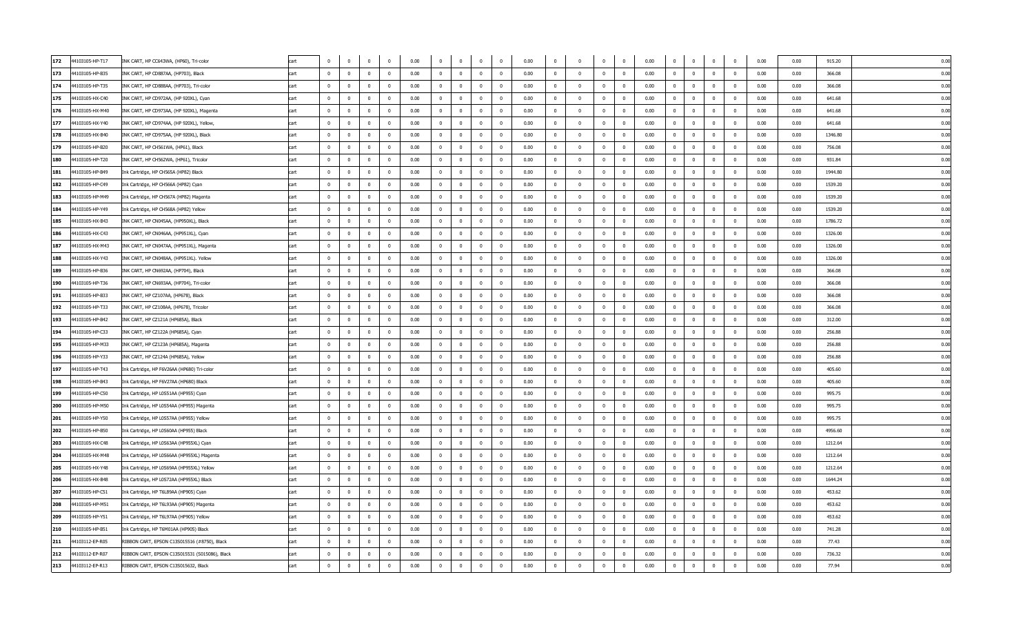| | | | | | | | | | | | | | | | | | | | | | | | | | | |
|---|---|---|---|---|---|---|---|---|---|---|---|---|---|---|---|---|---|---|---|---|---|---|---|---|---|---|
| 172 | 44103105-HP-T17 | INK CART, HP CC643WA, (HP60), Tri-color | cart | 0 | 0 | 0 | 0 | 0.00 | 0 | 0 | 0 | 0 | 0.00 | 0 | 0 | 0 | 0 | 0.00 | 0 | 0 | 0 | 0 | 0.00 | 0.00 | 915.20 | 0.00 |
| 173 | 44103105-HP-B35 | INK CART, HP CD887AA, (HP703), Black | cart | 0 | 0 | 0 | 0 | 0.00 | 0 | 0 | 0 | 0 | 0.00 | 0 | 0 | 0 | 0 | 0.00 | 0 | 0 | 0 | 0 | 0.00 | 0.00 | 366.08 | 0.00 |
| 174 | 44103105-HP-T35 | INK CART, HP CD888AA, (HP703), Tri-color | cart | 0 | 0 | 0 | 0 | 0.00 | 0 | 0 | 0 | 0 | 0.00 | 0 | 0 | 0 | 0 | 0.00 | 0 | 0 | 0 | 0 | 0.00 | 0.00 | 366.08 | 0.00 |
| 175 | 44103105-HX-C40 | INK CART, HP CD972AA, (HP 920XL), Cyan | cart | 0 | 0 | 0 | 0 | 0.00 | 0 | 0 | 0 | 0 | 0.00 | 0 | 0 | 0 | 0 | 0.00 | 0 | 0 | 0 | 0 | 0.00 | 0.00 | 641.68 | 0.00 |
| 176 | 44103105-HX-M40 | INK CART, HP CD973AA, (HP 920XL), Magenta | cart | 0 | 0 | 0 | 0 | 0.00 | 0 | 0 | 0 | 0 | 0.00 | 0 | 0 | 0 | 0 | 0.00 | 0 | 0 | 0 | 0 | 0.00 | 0.00 | 641.68 | 0.00 |
| 177 | 44103105-HX-Y40 | INK CART, HP CD974AA, (HP 920XL), Yellow, | cart | 0 | 0 | 0 | 0 | 0.00 | 0 | 0 | 0 | 0 | 0.00 | 0 | 0 | 0 | 0 | 0.00 | 0 | 0 | 0 | 0 | 0.00 | 0.00 | 641.68 | 0.00 |
| 178 | 44103105-HX-B40 | INK CART, HP CD975AA, (HP 920XL), Black | cart | 0 | 0 | 0 | 0 | 0.00 | 0 | 0 | 0 | 0 | 0.00 | 0 | 0 | 0 | 0 | 0.00 | 0 | 0 | 0 | 0 | 0.00 | 0.00 | 1346.80 | 0.00 |
| 179 | 44103105-HP-B20 | INK CART, HP CH561WA, (HP61), Black | cart | 0 | 0 | 0 | 0 | 0.00 | 0 | 0 | 0 | 0 | 0.00 | 0 | 0 | 0 | 0 | 0.00 | 0 | 0 | 0 | 0 | 0.00 | 0.00 | 756.08 | 0.00 |
| 180 | 44103105-HP-T20 | INK CART, HP CH562WA, (HP61), Tricolor | cart | 0 | 0 | 0 | 0 | 0.00 | 0 | 0 | 0 | 0 | 0.00 | 0 | 0 | 0 | 0 | 0.00 | 0 | 0 | 0 | 0 | 0.00 | 0.00 | 931.84 | 0.00 |
| 181 | 44103105-HP-B49 | Ink Cartridge, HP CH565A (HP82) Black | cart | 0 | 0 | 0 | 0 | 0.00 | 0 | 0 | 0 | 0 | 0.00 | 0 | 0 | 0 | 0 | 0.00 | 0 | 0 | 0 | 0 | 0.00 | 0.00 | 1944.80 | 0.00 |
| 182 | 44103105-HP-C49 | Ink Cartridge, HP CH566A (HP82) Cyan | cart | 0 | 0 | 0 | 0 | 0.00 | 0 | 0 | 0 | 0 | 0.00 | 0 | 0 | 0 | 0 | 0.00 | 0 | 0 | 0 | 0 | 0.00 | 0.00 | 1539.20 | 0.00 |
| 183 | 44103105-HP-M49 | Ink Cartridge, HP CH567A (HP82) Magenta | cart | 0 | 0 | 0 | 0 | 0.00 | 0 | 0 | 0 | 0 | 0.00 | 0 | 0 | 0 | 0 | 0.00 | 0 | 0 | 0 | 0 | 0.00 | 0.00 | 1539.20 | 0.00 |
| 184 | 44103105-HP-Y49 | Ink Cartridge, HP CH568A (HP82) Yellow | cart | 0 | 0 | 0 | 0 | 0.00 | 0 | 0 | 0 | 0 | 0.00 | 0 | 0 | 0 | 0 | 0.00 | 0 | 0 | 0 | 0 | 0.00 | 0.00 | 1539.20 | 0.00 |
| 185 | 44103105-HX-B43 | INK CART, HP CN045AA, (HP950XL), Black | cart | 0 | 0 | 0 | 0 | 0.00 | 0 | 0 | 0 | 0 | 0.00 | 0 | 0 | 0 | 0 | 0.00 | 0 | 0 | 0 | 0 | 0.00 | 0.00 | 1786.72 | 0.00 |
| 186 | 44103105-HX-C43 | INK CART, HP CN046AA, (HP951XL), Cyan | cart | 0 | 0 | 0 | 0 | 0.00 | 0 | 0 | 0 | 0 | 0.00 | 0 | 0 | 0 | 0 | 0.00 | 0 | 0 | 0 | 0 | 0.00 | 0.00 | 1326.00 | 0.00 |
| 187 | 44103105-HX-M43 | INK CART, HP CN047AA, (HP951XL), Magenta | cart | 0 | 0 | 0 | 0 | 0.00 | 0 | 0 | 0 | 0 | 0.00 | 0 | 0 | 0 | 0 | 0.00 | 0 | 0 | 0 | 0 | 0.00 | 0.00 | 1326.00 | 0.00 |
| 188 | 44103105-HX-Y43 | INK CART, HP CN048AA, (HP951XL). Yellow | cart | 0 | 0 | 0 | 0 | 0.00 | 0 | 0 | 0 | 0 | 0.00 | 0 | 0 | 0 | 0 | 0.00 | 0 | 0 | 0 | 0 | 0.00 | 0.00 | 1326.00 | 0.00 |
| 189 | 44103105-HP-B36 | INK CART, HP CN692AA, (HP704), Black | cart | 0 | 0 | 0 | 0 | 0.00 | 0 | 0 | 0 | 0 | 0.00 | 0 | 0 | 0 | 0 | 0.00 | 0 | 0 | 0 | 0 | 0.00 | 0.00 | 366.08 | 0.00 |
| 190 | 44103105-HP-T36 | INK CART, HP CN693AA, (HP704), Tri-color | cart | 0 | 0 | 0 | 0 | 0.00 | 0 | 0 | 0 | 0 | 0.00 | 0 | 0 | 0 | 0 | 0.00 | 0 | 0 | 0 | 0 | 0.00 | 0.00 | 366.08 | 0.00 |
| 191 | 44103105-HP-B33 | INK CART, HP CZ107AA, (HP678), Black | cart | 0 | 0 | 0 | 0 | 0.00 | 0 | 0 | 0 | 0 | 0.00 | 0 | 0 | 0 | 0 | 0.00 | 0 | 0 | 0 | 0 | 0.00 | 0.00 | 366.08 | 0.00 |
| 192 | 44103105-HP-T33 | INK CART, HP CZ108AA, (HP678), Tricolor | cart | 0 | 0 | 0 | 0 | 0.00 | 0 | 0 | 0 | 0 | 0.00 | 0 | 0 | 0 | 0 | 0.00 | 0 | 0 | 0 | 0 | 0.00 | 0.00 | 366.08 | 0.00 |
| 193 | 44103105-HP-B42 | INK CART, HP CZ121A (HP685A), Black | cart | 0 | 0 | 0 | 0 | 0.00 | 0 | 0 | 0 | 0 | 0.00 | 0 | 0 | 0 | 0 | 0.00 | 0 | 0 | 0 | 0 | 0.00 | 0.00 | 312.00 | 0.00 |
| 194 | 44103105-HP-C33 | INK CART, HP CZ122A (HP685A), Cyan | cart | 0 | 0 | 0 | 0 | 0.00 | 0 | 0 | 0 | 0 | 0.00 | 0 | 0 | 0 | 0 | 0.00 | 0 | 0 | 0 | 0 | 0.00 | 0.00 | 256.88 | 0.00 |
| 195 | 44103105-HP-M33 | INK CART, HP CZ123A (HP685A), Magenta | cart | 0 | 0 | 0 | 0 | 0.00 | 0 | 0 | 0 | 0 | 0.00 | 0 | 0 | 0 | 0 | 0.00 | 0 | 0 | 0 | 0 | 0.00 | 0.00 | 256.88 | 0.00 |
| 196 | 44103105-HP-Y33 | INK CART, HP CZ124A (HP685A), Yellow | cart | 0 | 0 | 0 | 0 | 0.00 | 0 | 0 | 0 | 0 | 0.00 | 0 | 0 | 0 | 0 | 0.00 | 0 | 0 | 0 | 0 | 0.00 | 0.00 | 256.88 | 0.00 |
| 197 | 44103105-HP-T43 | Ink Cartridge, HP F6V26AA (HP680) Tri-color | cart | 0 | 0 | 0 | 0 | 0.00 | 0 | 0 | 0 | 0 | 0.00 | 0 | 0 | 0 | 0 | 0.00 | 0 | 0 | 0 | 0 | 0.00 | 0.00 | 405.60 | 0.00 |
| 198 | 44103105-HP-B43 | Ink Cartridge, HP F6V27AA (HP680) Black | cart | 0 | 0 | 0 | 0 | 0.00 | 0 | 0 | 0 | 0 | 0.00 | 0 | 0 | 0 | 0 | 0.00 | 0 | 0 | 0 | 0 | 0.00 | 0.00 | 405.60 | 0.00 |
| 199 | 44103105-HP-C50 | Ink Cartridge, HP L0S51AA (HP955) Cyan | cart | 0 | 0 | 0 | 0 | 0.00 | 0 | 0 | 0 | 0 | 0.00 | 0 | 0 | 0 | 0 | 0.00 | 0 | 0 | 0 | 0 | 0.00 | 0.00 | 995.75 | 0.00 |
| 200 | 44103105-HP-M50 | Ink Cartridge, HP L0S54AA (HP955) Magenta | cart | 0 | 0 | 0 | 0 | 0.00 | 0 | 0 | 0 | 0 | 0.00 | 0 | 0 | 0 | 0 | 0.00 | 0 | 0 | 0 | 0 | 0.00 | 0.00 | 995.75 | 0.00 |
| 201 | 44103105-HP-Y50 | Ink Cartridge, HP L0S57AA (HP955) Yellow | cart | 0 | 0 | 0 | 0 | 0.00 | 0 | 0 | 0 | 0 | 0.00 | 0 | 0 | 0 | 0 | 0.00 | 0 | 0 | 0 | 0 | 0.00 | 0.00 | 995.75 | 0.00 |
| 202 | 44103105-HP-B50 | Ink Cartridge, HP L0S60AA (HP955) Black | cart | 0 | 0 | 0 | 0 | 0.00 | 0 | 0 | 0 | 0 | 0.00 | 0 | 0 | 0 | 0 | 0.00 | 0 | 0 | 0 | 0 | 0.00 | 0.00 | 4956.60 | 0.00 |
| 203 | 44103105-HX-C48 | Ink Cartridge, HP L0S63AA (HP955XL) Cyan | cart | 0 | 0 | 0 | 0 | 0.00 | 0 | 0 | 0 | 0 | 0.00 | 0 | 0 | 0 | 0 | 0.00 | 0 | 0 | 0 | 0 | 0.00 | 0.00 | 1212.64 | 0.00 |
| 204 | 44103105-HX-M48 | Ink Cartridge, HP L0S66AA (HP955XL) Magenta | cart | 0 | 0 | 0 | 0 | 0.00 | 0 | 0 | 0 | 0 | 0.00 | 0 | 0 | 0 | 0 | 0.00 | 0 | 0 | 0 | 0 | 0.00 | 0.00 | 1212.64 | 0.00 |
| 205 | 44103105-HX-Y48 | Ink Cartridge, HP L0S69AA (HP955XL) Yellow | cart | 0 | 0 | 0 | 0 | 0.00 | 0 | 0 | 0 | 0 | 0.00 | 0 | 0 | 0 | 0 | 0.00 | 0 | 0 | 0 | 0 | 0.00 | 0.00 | 1212.64 | 0.00 |
| 206 | 44103105-HX-B48 | Ink Cartridge, HP L0S72AA (HP955XL) Black | cart | 0 | 0 | 0 | 0 | 0.00 | 0 | 0 | 0 | 0 | 0.00 | 0 | 0 | 0 | 0 | 0.00 | 0 | 0 | 0 | 0 | 0.00 | 0.00 | 1644.24 | 0.00 |
| 207 | 44103105-HP-C51 | Ink Cartridge, HP T6L89AA (HP905) Cyan | cart | 0 | 0 | 0 | 0 | 0.00 | 0 | 0 | 0 | 0 | 0.00 | 0 | 0 | 0 | 0 | 0.00 | 0 | 0 | 0 | 0 | 0.00 | 0.00 | 453.62 | 0.00 |
| 208 | 44103105-HP-M51 | Ink Cartridge, HP T6L93AA (HP905) Magenta | cart | 0 | 0 | 0 | 0 | 0.00 | 0 | 0 | 0 | 0 | 0.00 | 0 | 0 | 0 | 0 | 0.00 | 0 | 0 | 0 | 0 | 0.00 | 0.00 | 453.62 | 0.00 |
| 209 | 44103105-HP-Y51 | Ink Cartridge, HP T6L97AA (HP905) Yellow | cart | 0 | 0 | 0 | 0 | 0.00 | 0 | 0 | 0 | 0 | 0.00 | 0 | 0 | 0 | 0 | 0.00 | 0 | 0 | 0 | 0 | 0.00 | 0.00 | 453.62 | 0.00 |
| 210 | 44103105-HP-B51 | Ink Cartridge, HP T6M01AA (HP905) Black | cart | 0 | 0 | 0 | 0 | 0.00 | 0 | 0 | 0 | 0 | 0.00 | 0 | 0 | 0 | 0 | 0.00 | 0 | 0 | 0 | 0 | 0.00 | 0.00 | 741.28 | 0.00 |
| 211 | 44103112-EP-R05 | RIBBON CART, EPSON C13S015516 (#8750), Black | cart | 0 | 0 | 0 | 0 | 0.00 | 0 | 0 | 0 | 0 | 0.00 | 0 | 0 | 0 | 0 | 0.00 | 0 | 0 | 0 | 0 | 0.00 | 0.00 | 77.43 | 0.00 |
| 212 | 44103112-EP-R07 | RIBBON CART, EPSON C13S015531 (S015086), Black | cart | 0 | 0 | 0 | 0 | 0.00 | 0 | 0 | 0 | 0 | 0.00 | 0 | 0 | 0 | 0 | 0.00 | 0 | 0 | 0 | 0 | 0.00 | 0.00 | 736.32 | 0.00 |
| 213 | 44103112-EP-R13 | RIBBON CART, EPSON C13S015632, Black | cart | 0 | 0 | 0 | 0 | 0.00 | 0 | 0 | 0 | 0 | 0.00 | 0 | 0 | 0 | 0 | 0.00 | 0 | 0 | 0 | 0 | 0.00 | 0.00 | 77.94 | 0.00 |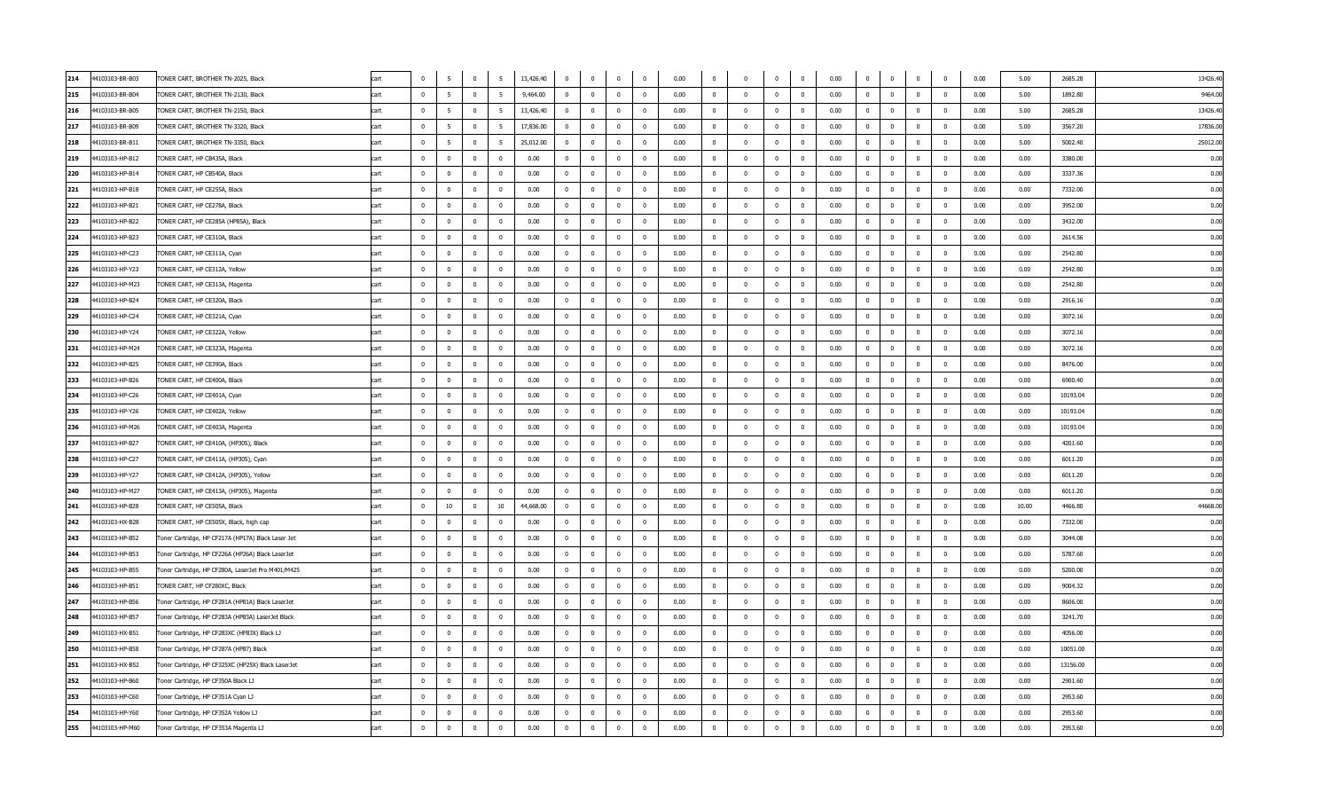| | | | | | | | | | | | | | | | | | | | | | | | | | | |
|---|---|---|---|---|---|---|---|---|---|---|---|---|---|---|---|---|---|---|---|---|---|---|---|---|---|---|
| 214 | 44103103-BR-B03 | TONER CART, BROTHER TN-2025, Black | cart | 0 | 5 | 0 | 5 | 13,426.40 | 0 | 0 | 0 | 0 | 0.00 | 0 | 0 | 0 | 0 | 0.00 | 0 | 0 | 0 | 0 | 0.00 | 5.00 | 2685.28 | 13426.40 |
| 215 | 44103103-BR-B04 | TONER CART, BROTHER TN-2130, Black | cart | 0 | 5 | 0 | 5 | 9,464.00 | 0 | 0 | 0 | 0 | 0.00 | 0 | 0 | 0 | 0 | 0.00 | 0 | 0 | 0 | 0 | 0.00 | 5.00 | 1892.80 | 9464.00 |
| 216 | 44103103-BR-B05 | TONER CART, BROTHER TN-2150, Black | cart | 0 | 5 | 0 | 5 | 13,426.40 | 0 | 0 | 0 | 0 | 0.00 | 0 | 0 | 0 | 0 | 0.00 | 0 | 0 | 0 | 0 | 0.00 | 5.00 | 2685.28 | 13426.40 |
| 217 | 44103103-BR-B09 | TONER CART, BROTHER TN-3320, Black | cart | 0 | 5 | 0 | 5 | 17,836.00 | 0 | 0 | 0 | 0 | 0.00 | 0 | 0 | 0 | 0 | 0.00 | 0 | 0 | 0 | 0 | 0.00 | 5.00 | 3567.20 | 17836.00 |
| 218 | 44103103-BR-B11 | TONER CART, BROTHER TN-3350, Black | cart | 0 | 5 | 0 | 5 | 25,012.00 | 0 | 0 | 0 | 0 | 0.00 | 0 | 0 | 0 | 0 | 0.00 | 0 | 0 | 0 | 0 | 0.00 | 5.00 | 5002.40 | 25012.00 |
| 219 | 44103103-HP-B12 | TONER CART, HP CB435A, Black | cart | 0 | 0 | 0 | 0 | 0.00 | 0 | 0 | 0 | 0 | 0.00 | 0 | 0 | 0 | 0 | 0.00 | 0 | 0 | 0 | 0 | 0.00 | 0.00 | 3380.00 | 0.00 |
| 220 | 44103103-HP-B14 | TONER CART, HP CB540A, Black | cart | 0 | 0 | 0 | 0 | 0.00 | 0 | 0 | 0 | 0 | 0.00 | 0 | 0 | 0 | 0 | 0.00 | 0 | 0 | 0 | 0 | 0.00 | 0.00 | 3337.36 | 0.00 |
| 221 | 44103103-HP-B18 | TONER CART, HP CE255A, Black | cart | 0 | 0 | 0 | 0 | 0.00 | 0 | 0 | 0 | 0 | 0.00 | 0 | 0 | 0 | 0 | 0.00 | 0 | 0 | 0 | 0 | 0.00 | 0.00 | 7332.00 | 0.00 |
| 222 | 44103103-HP-B21 | TONER CART, HP CE278A, Black | cart | 0 | 0 | 0 | 0 | 0.00 | 0 | 0 | 0 | 0 | 0.00 | 0 | 0 | 0 | 0 | 0.00 | 0 | 0 | 0 | 0 | 0.00 | 0.00 | 3952.00 | 0.00 |
| 223 | 44103103-HP-B22 | TONER CART, HP CE285A (HP85A), Black | cart | 0 | 0 | 0 | 0 | 0.00 | 0 | 0 | 0 | 0 | 0.00 | 0 | 0 | 0 | 0 | 0.00 | 0 | 0 | 0 | 0 | 0.00 | 0.00 | 3432.00 | 0.00 |
| 224 | 44103103-HP-B23 | TONER CART, HP CE310A, Black | cart | 0 | 0 | 0 | 0 | 0.00 | 0 | 0 | 0 | 0 | 0.00 | 0 | 0 | 0 | 0 | 0.00 | 0 | 0 | 0 | 0 | 0.00 | 0.00 | 2614.56 | 0.00 |
| 225 | 44103103-HP-C23 | TONER CART, HP CE311A, Cyan | cart | 0 | 0 | 0 | 0 | 0.00 | 0 | 0 | 0 | 0 | 0.00 | 0 | 0 | 0 | 0 | 0.00 | 0 | 0 | 0 | 0 | 0.00 | 0.00 | 2542.80 | 0.00 |
| 226 | 44103103-HP-Y23 | TONER CART, HP CE312A, Yellow | cart | 0 | 0 | 0 | 0 | 0.00 | 0 | 0 | 0 | 0 | 0.00 | 0 | 0 | 0 | 0 | 0.00 | 0 | 0 | 0 | 0 | 0.00 | 0.00 | 2542.80 | 0.00 |
| 227 | 44103103-HP-M23 | TONER CART, HP CE313A, Magenta | cart | 0 | 0 | 0 | 0 | 0.00 | 0 | 0 | 0 | 0 | 0.00 | 0 | 0 | 0 | 0 | 0.00 | 0 | 0 | 0 | 0 | 0.00 | 0.00 | 2542.80 | 0.00 |
| 228 | 44103103-HP-B24 | TONER CART, HP CE320A, Black | cart | 0 | 0 | 0 | 0 | 0.00 | 0 | 0 | 0 | 0 | 0.00 | 0 | 0 | 0 | 0 | 0.00 | 0 | 0 | 0 | 0 | 0.00 | 0.00 | 2916.16 | 0.00 |
| 229 | 44103103-HP-C24 | TONER CART, HP CE321A, Cyan | cart | 0 | 0 | 0 | 0 | 0.00 | 0 | 0 | 0 | 0 | 0.00 | 0 | 0 | 0 | 0 | 0.00 | 0 | 0 | 0 | 0 | 0.00 | 0.00 | 3072.16 | 0.00 |
| 230 | 44103103-HP-Y24 | TONER CART, HP CE322A, Yellow | cart | 0 | 0 | 0 | 0 | 0.00 | 0 | 0 | 0 | 0 | 0.00 | 0 | 0 | 0 | 0 | 0.00 | 0 | 0 | 0 | 0 | 0.00 | 0.00 | 3072.16 | 0.00 |
| 231 | 44103103-HP-M24 | TONER CART, HP CE323A, Magenta | cart | 0 | 0 | 0 | 0 | 0.00 | 0 | 0 | 0 | 0 | 0.00 | 0 | 0 | 0 | 0 | 0.00 | 0 | 0 | 0 | 0 | 0.00 | 0.00 | 3072.16 | 0.00 |
| 232 | 44103103-HP-B25 | TONER CART, HP CE390A, Black | cart | 0 | 0 | 0 | 0 | 0.00 | 0 | 0 | 0 | 0 | 0.00 | 0 | 0 | 0 | 0 | 0.00 | 0 | 0 | 0 | 0 | 0.00 | 0.00 | 8476.00 | 0.00 |
| 233 | 44103103-HP-B26 | TONER CART, HP CE400A, Black | cart | 0 | 0 | 0 | 0 | 0.00 | 0 | 0 | 0 | 0 | 0.00 | 0 | 0 | 0 | 0 | 0.00 | 0 | 0 | 0 | 0 | 0.00 | 0.00 | 6900.40 | 0.00 |
| 234 | 44103103-HP-C26 | TONER CART, HP CE401A, Cyan | cart | 0 | 0 | 0 | 0 | 0.00 | 0 | 0 | 0 | 0 | 0.00 | 0 | 0 | 0 | 0 | 0.00 | 0 | 0 | 0 | 0 | 0.00 | 0.00 | 10193.04 | 0.00 |
| 235 | 44103103-HP-Y26 | TONER CART, HP CE402A, Yellow | cart | 0 | 0 | 0 | 0 | 0.00 | 0 | 0 | 0 | 0 | 0.00 | 0 | 0 | 0 | 0 | 0.00 | 0 | 0 | 0 | 0 | 0.00 | 0.00 | 10193.04 | 0.00 |
| 236 | 44103103-HP-M26 | TONER CART, HP CE403A, Magenta | cart | 0 | 0 | 0 | 0 | 0.00 | 0 | 0 | 0 | 0 | 0.00 | 0 | 0 | 0 | 0 | 0.00 | 0 | 0 | 0 | 0 | 0.00 | 0.00 | 10193.04 | 0.00 |
| 237 | 44103103-HP-B27 | TONER CART, HP CE410A, (HP305), Black | cart | 0 | 0 | 0 | 0 | 0.00 | 0 | 0 | 0 | 0 | 0.00 | 0 | 0 | 0 | 0 | 0.00 | 0 | 0 | 0 | 0 | 0.00 | 0.00 | 4201.60 | 0.00 |
| 238 | 44103103-HP-C27 | TONER CART, HP CE411A, (HP305), Cyan | cart | 0 | 0 | 0 | 0 | 0.00 | 0 | 0 | 0 | 0 | 0.00 | 0 | 0 | 0 | 0 | 0.00 | 0 | 0 | 0 | 0 | 0.00 | 0.00 | 6011.20 | 0.00 |
| 239 | 44103103-HP-Y27 | TONER CART, HP CE412A, (HP305), Yellow | cart | 0 | 0 | 0 | 0 | 0.00 | 0 | 0 | 0 | 0 | 0.00 | 0 | 0 | 0 | 0 | 0.00 | 0 | 0 | 0 | 0 | 0.00 | 0.00 | 6011.20 | 0.00 |
| 240 | 44103103-HP-M27 | TONER CART, HP CE413A, (HP305), Magenta | cart | 0 | 0 | 0 | 0 | 0.00 | 0 | 0 | 0 | 0 | 0.00 | 0 | 0 | 0 | 0 | 0.00 | 0 | 0 | 0 | 0 | 0.00 | 0.00 | 6011.20 | 0.00 |
| 241 | 44103103-HP-B28 | TONER CART, HP CE505A, Black | cart | 0 | 10 | 0 | 10 | 44,668.00 | 0 | 0 | 0 | 0 | 0.00 | 0 | 0 | 0 | 0 | 0.00 | 0 | 0 | 0 | 0 | 0.00 | 10.00 | 4466.80 | 44668.00 |
| 242 | 44103103-HX-B28 | TONER CART, HP CE505X, Black, high cap | cart | 0 | 0 | 0 | 0 | 0.00 | 0 | 0 | 0 | 0 | 0.00 | 0 | 0 | 0 | 0 | 0.00 | 0 | 0 | 0 | 0 | 0.00 | 0.00 | 7332.00 | 0.00 |
| 243 | 44103103-HP-B52 | Toner Cartridge, HP CF217A (HP17A) Black Laser Jet | cart | 0 | 0 | 0 | 0 | 0.00 | 0 | 0 | 0 | 0 | 0.00 | 0 | 0 | 0 | 0 | 0.00 | 0 | 0 | 0 | 0 | 0.00 | 0.00 | 3044.08 | 0.00 |
| 244 | 44103103-HP-B53 | Toner Cartridge, HP CF226A (HP26A) Black LaserJet | cart | 0 | 0 | 0 | 0 | 0.00 | 0 | 0 | 0 | 0 | 0.00 | 0 | 0 | 0 | 0 | 0.00 | 0 | 0 | 0 | 0 | 0.00 | 0.00 | 5787.60 | 0.00 |
| 245 | 44103103-HP-B55 | Toner Cartridge, HP CF280A, LaserJet Pro M401/M425 | cart | 0 | 0 | 0 | 0 | 0.00 | 0 | 0 | 0 | 0 | 0.00 | 0 | 0 | 0 | 0 | 0.00 | 0 | 0 | 0 | 0 | 0.00 | 0.00 | 5200.00 | 0.00 |
| 246 | 44103103-HX-B51 | TONER CART, HP CF280XC, Black | cart | 0 | 0 | 0 | 0 | 0.00 | 0 | 0 | 0 | 0 | 0.00 | 0 | 0 | 0 | 0 | 0.00 | 0 | 0 | 0 | 0 | 0.00 | 0.00 | 9004.32 | 0.00 |
| 247 | 44103103-HP-B56 | Toner Cartridge, HP CF281A (HP81A) Black LaserJet | cart | 0 | 0 | 0 | 0 | 0.00 | 0 | 0 | 0 | 0 | 0.00 | 0 | 0 | 0 | 0 | 0.00 | 0 | 0 | 0 | 0 | 0.00 | 0.00 | 8606.00 | 0.00 |
| 248 | 44103103-HP-B57 | Toner Cartridge, HP CF283A (HP83A) LaserJet Black | cart | 0 | 0 | 0 | 0 | 0.00 | 0 | 0 | 0 | 0 | 0.00 | 0 | 0 | 0 | 0 | 0.00 | 0 | 0 | 0 | 0 | 0.00 | 0.00 | 3241.70 | 0.00 |
| 249 | 44103103-HX-B51 | Toner Cartridge, HP CF283XC (HP83X) Black LJ | cart | 0 | 0 | 0 | 0 | 0.00 | 0 | 0 | 0 | 0 | 0.00 | 0 | 0 | 0 | 0 | 0.00 | 0 | 0 | 0 | 0 | 0.00 | 0.00 | 4056.00 | 0.00 |
| 250 | 44103103-HP-B58 | Toner Cartridge, HP CF287A (HP87) Black | cart | 0 | 0 | 0 | 0 | 0.00 | 0 | 0 | 0 | 0 | 0.00 | 0 | 0 | 0 | 0 | 0.00 | 0 | 0 | 0 | 0 | 0.00 | 0.00 | 10051.00 | 0.00 |
| 251 | 44103103-HX-B52 | Toner Cartridge, HP CF325XC (HP25X) Black LaserJet | cart | 0 | 0 | 0 | 0 | 0.00 | 0 | 0 | 0 | 0 | 0.00 | 0 | 0 | 0 | 0 | 0.00 | 0 | 0 | 0 | 0 | 0.00 | 0.00 | 13156.00 | 0.00 |
| 252 | 44103103-HP-B60 | Toner Cartridge, HP CF350A Black LJ | cart | 0 | 0 | 0 | 0 | 0.00 | 0 | 0 | 0 | 0 | 0.00 | 0 | 0 | 0 | 0 | 0.00 | 0 | 0 | 0 | 0 | 0.00 | 0.00 | 2901.60 | 0.00 |
| 253 | 44103103-HP-C60 | Toner Cartridge, HP CF351A Cyan LJ | cart | 0 | 0 | 0 | 0 | 0.00 | 0 | 0 | 0 | 0 | 0.00 | 0 | 0 | 0 | 0 | 0.00 | 0 | 0 | 0 | 0 | 0.00 | 0.00 | 2953.60 | 0.00 |
| 254 | 44103103-HP-Y60 | Toner Cartridge, HP CF352A Yellow LJ | cart | 0 | 0 | 0 | 0 | 0.00 | 0 | 0 | 0 | 0 | 0.00 | 0 | 0 | 0 | 0 | 0.00 | 0 | 0 | 0 | 0 | 0.00 | 0.00 | 2953.60 | 0.00 |
| 255 | 44103103-HP-M60 | Toner Cartridge, HP CF353A Magenta LJ | cart | 0 | 0 | 0 | 0 | 0.00 | 0 | 0 | 0 | 0 | 0.00 | 0 | 0 | 0 | 0 | 0.00 | 0 | 0 | 0 | 0 | 0.00 | 0.00 | 2953.60 | 0.00 |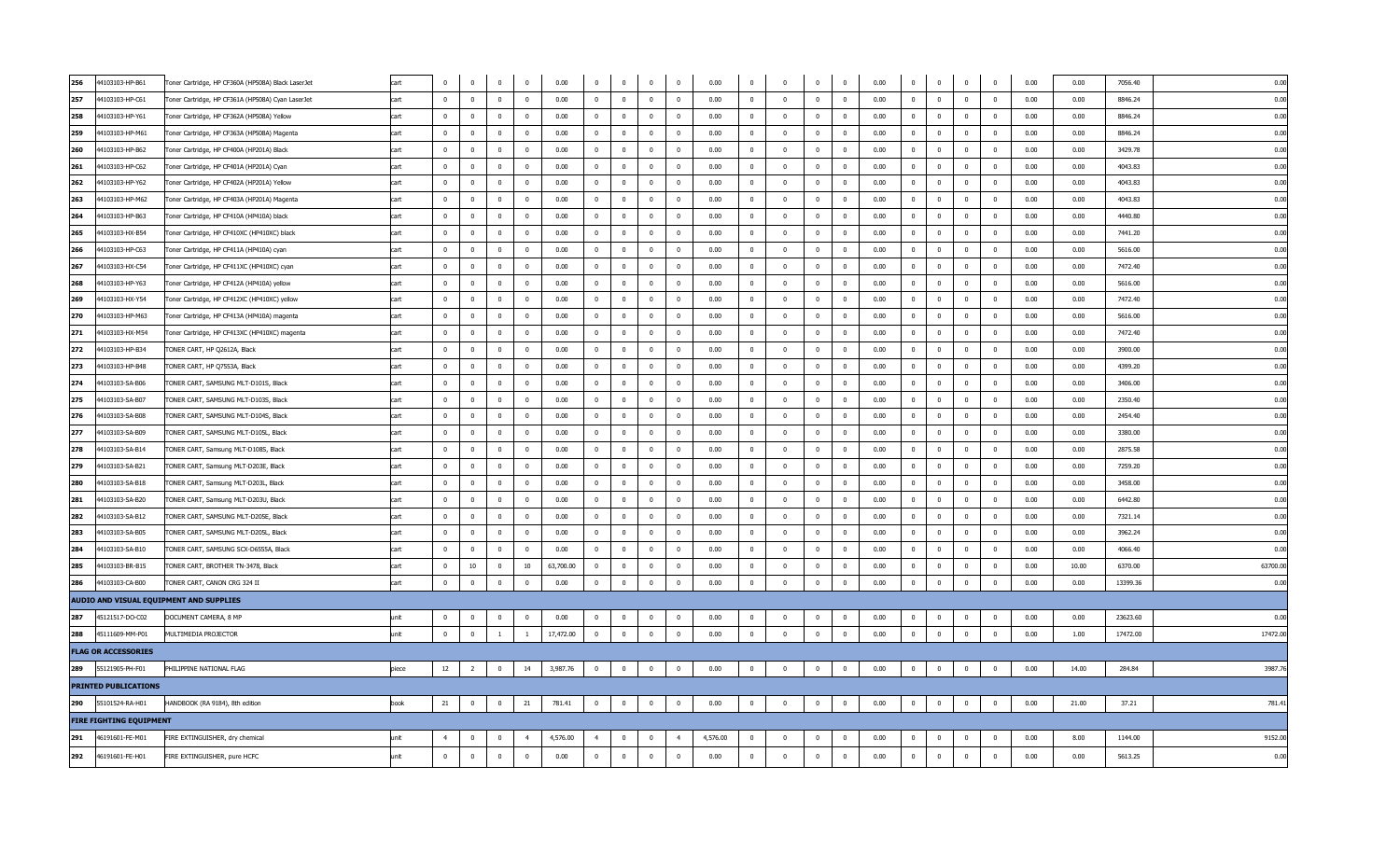| | | | | | | | | | | | | | | | | | | | | | | | | | | |
|---|---|---|---|---|---|---|---|---|---|---|---|---|---|---|---|---|---|---|---|---|---|---|---|---|---|---|
| 256 | 44103103-HP-B61 | Toner Cartridge, HP CF360A (HP508A) Black LaserJet | cart | 0 | 0 | 0 | 0 | 0.00 | 0 | 0 | 0 | 0 | 0.00 | 0 | 0 | 0 | 0 | 0.00 | 0 | 0 | 0 | 0 | 0.00 | 0.00 | 7056.40 | 0.00 |
| 257 | 44103103-HP-C61 | Toner Cartridge, HP CF361A (HP508A) Cyan LaserJet | cart | 0 | 0 | 0 | 0 | 0.00 | 0 | 0 | 0 | 0 | 0.00 | 0 | 0 | 0 | 0 | 0.00 | 0 | 0 | 0 | 0 | 0.00 | 0.00 | 8846.24 | 0.00 |
| 258 | 44103103-HP-Y61 | Toner Cartridge, HP CF362A (HP508A) Yellow | cart | 0 | 0 | 0 | 0 | 0.00 | 0 | 0 | 0 | 0 | 0.00 | 0 | 0 | 0 | 0 | 0.00 | 0 | 0 | 0 | 0 | 0.00 | 0.00 | 8846.24 | 0.00 |
| 259 | 44103103-HP-M61 | Toner Cartridge, HP CF363A (HP508A) Magenta | cart | 0 | 0 | 0 | 0 | 0.00 | 0 | 0 | 0 | 0 | 0.00 | 0 | 0 | 0 | 0 | 0.00 | 0 | 0 | 0 | 0 | 0.00 | 0.00 | 8846.24 | 0.00 |
| 260 | 44103103-HP-B62 | Toner Cartridge, HP CF400A (HP201A) Black | cart | 0 | 0 | 0 | 0 | 0.00 | 0 | 0 | 0 | 0 | 0.00 | 0 | 0 | 0 | 0 | 0.00 | 0 | 0 | 0 | 0 | 0.00 | 0.00 | 3429.78 | 0.00 |
| 261 | 44103103-HP-C62 | Toner Cartridge, HP CF401A (HP201A) Cyan | cart | 0 | 0 | 0 | 0 | 0.00 | 0 | 0 | 0 | 0 | 0.00 | 0 | 0 | 0 | 0 | 0.00 | 0 | 0 | 0 | 0 | 0.00 | 0.00 | 4043.83 | 0.00 |
| 262 | 44103103-HP-Y62 | Toner Cartridge, HP CF402A (HP201A) Yellow | cart | 0 | 0 | 0 | 0 | 0.00 | 0 | 0 | 0 | 0 | 0.00 | 0 | 0 | 0 | 0 | 0.00 | 0 | 0 | 0 | 0 | 0.00 | 0.00 | 4043.83 | 0.00 |
| 263 | 44103103-HP-M62 | Toner Cartridge, HP CF403A (HP201A) Magenta | cart | 0 | 0 | 0 | 0 | 0.00 | 0 | 0 | 0 | 0 | 0.00 | 0 | 0 | 0 | 0 | 0.00 | 0 | 0 | 0 | 0 | 0.00 | 0.00 | 4043.83 | 0.00 |
| 264 | 44103103-HP-B63 | Toner Cartridge, HP CF410A (HP410A) black | cart | 0 | 0 | 0 | 0 | 0.00 | 0 | 0 | 0 | 0 | 0.00 | 0 | 0 | 0 | 0 | 0.00 | 0 | 0 | 0 | 0 | 0.00 | 0.00 | 4440.80 | 0.00 |
| 265 | 44103103-HX-B54 | Toner Cartridge, HP CF410XC (HP410XC) black | cart | 0 | 0 | 0 | 0 | 0.00 | 0 | 0 | 0 | 0 | 0.00 | 0 | 0 | 0 | 0 | 0.00 | 0 | 0 | 0 | 0 | 0.00 | 0.00 | 7441.20 | 0.00 |
| 266 | 44103103-HP-C63 | Toner Cartridge, HP CF411A (HP410A) cyan | cart | 0 | 0 | 0 | 0 | 0.00 | 0 | 0 | 0 | 0 | 0.00 | 0 | 0 | 0 | 0 | 0.00 | 0 | 0 | 0 | 0 | 0.00 | 0.00 | 5616.00 | 0.00 |
| 267 | 44103103-HX-C54 | Toner Cartridge, HP CF411XC (HP410XC) cyan | cart | 0 | 0 | 0 | 0 | 0.00 | 0 | 0 | 0 | 0 | 0.00 | 0 | 0 | 0 | 0 | 0.00 | 0 | 0 | 0 | 0 | 0.00 | 0.00 | 7472.40 | 0.00 |
| 268 | 44103103-HP-Y63 | Toner Cartridge, HP CF412A (HP410A) yellow | cart | 0 | 0 | 0 | 0 | 0.00 | 0 | 0 | 0 | 0 | 0.00 | 0 | 0 | 0 | 0 | 0.00 | 0 | 0 | 0 | 0 | 0.00 | 0.00 | 5616.00 | 0.00 |
| 269 | 44103103-HX-Y54 | Toner Cartridge, HP CF412XC (HP410XC) yellow | cart | 0 | 0 | 0 | 0 | 0.00 | 0 | 0 | 0 | 0 | 0.00 | 0 | 0 | 0 | 0 | 0.00 | 0 | 0 | 0 | 0 | 0.00 | 0.00 | 7472.40 | 0.00 |
| 270 | 44103103-HP-M63 | Toner Cartridge, HP CF413A (HP410A) magenta | cart | 0 | 0 | 0 | 0 | 0.00 | 0 | 0 | 0 | 0 | 0.00 | 0 | 0 | 0 | 0 | 0.00 | 0 | 0 | 0 | 0 | 0.00 | 0.00 | 5616.00 | 0.00 |
| 271 | 44103103-HX-M54 | Toner Cartridge, HP CF413XC (HP410XC) magenta | cart | 0 | 0 | 0 | 0 | 0.00 | 0 | 0 | 0 | 0 | 0.00 | 0 | 0 | 0 | 0 | 0.00 | 0 | 0 | 0 | 0 | 0.00 | 0.00 | 7472.40 | 0.00 |
| 272 | 44103103-HP-B34 | TONER CART, HP Q2612A, Black | cart | 0 | 0 | 0 | 0 | 0.00 | 0 | 0 | 0 | 0 | 0.00 | 0 | 0 | 0 | 0 | 0.00 | 0 | 0 | 0 | 0 | 0.00 | 0.00 | 3900.00 | 0.00 |
| 273 | 44103103-HP-B48 | TONER CART, HP Q7553A, Black | cart | 0 | 0 | 0 | 0 | 0.00 | 0 | 0 | 0 | 0 | 0.00 | 0 | 0 | 0 | 0 | 0.00 | 0 | 0 | 0 | 0 | 0.00 | 0.00 | 4399.20 | 0.00 |
| 274 | 44103103-SA-B06 | TONER CART, SAMSUNG MLT-D101S, Black | cart | 0 | 0 | 0 | 0 | 0.00 | 0 | 0 | 0 | 0 | 0.00 | 0 | 0 | 0 | 0 | 0.00 | 0 | 0 | 0 | 0 | 0.00 | 0.00 | 3406.00 | 0.00 |
| 275 | 44103103-SA-B07 | TONER CART, SAMSUNG MLT-D103S, Black | cart | 0 | 0 | 0 | 0 | 0.00 | 0 | 0 | 0 | 0 | 0.00 | 0 | 0 | 0 | 0 | 0.00 | 0 | 0 | 0 | 0 | 0.00 | 0.00 | 2350.40 | 0.00 |
| 276 | 44103103-SA-B08 | TONER CART, SAMSUNG MLT-D104S, Black | cart | 0 | 0 | 0 | 0 | 0.00 | 0 | 0 | 0 | 0 | 0.00 | 0 | 0 | 0 | 0 | 0.00 | 0 | 0 | 0 | 0 | 0.00 | 0.00 | 2454.40 | 0.00 |
| 277 | 44103103-SA-B09 | TONER CART, SAMSUNG MLT-D105L, Black | cart | 0 | 0 | 0 | 0 | 0.00 | 0 | 0 | 0 | 0 | 0.00 | 0 | 0 | 0 | 0 | 0.00 | 0 | 0 | 0 | 0 | 0.00 | 0.00 | 3380.00 | 0.00 |
| 278 | 44103103-SA-B14 | TONER CART, Samsung MLT-D108S, Black | cart | 0 | 0 | 0 | 0 | 0.00 | 0 | 0 | 0 | 0 | 0.00 | 0 | 0 | 0 | 0 | 0.00 | 0 | 0 | 0 | 0 | 0.00 | 0.00 | 2875.58 | 0.00 |
| 279 | 44103103-SA-B21 | TONER CART, Samsung MLT-D203E, Black | cart | 0 | 0 | 0 | 0 | 0.00 | 0 | 0 | 0 | 0 | 0.00 | 0 | 0 | 0 | 0 | 0.00 | 0 | 0 | 0 | 0 | 0.00 | 0.00 | 7259.20 | 0.00 |
| 280 | 44103103-SA-B18 | TONER CART, Samsung MLT-D203L, Black | cart | 0 | 0 | 0 | 0 | 0.00 | 0 | 0 | 0 | 0 | 0.00 | 0 | 0 | 0 | 0 | 0.00 | 0 | 0 | 0 | 0 | 0.00 | 0.00 | 3458.00 | 0.00 |
| 281 | 44103103-SA-B20 | TONER CART, Samsung MLT-D203U, Black | cart | 0 | 0 | 0 | 0 | 0.00 | 0 | 0 | 0 | 0 | 0.00 | 0 | 0 | 0 | 0 | 0.00 | 0 | 0 | 0 | 0 | 0.00 | 0.00 | 6442.80 | 0.00 |
| 282 | 44103103-SA-B12 | TONER CART, SAMSUNG MLT-D205E, Black | cart | 0 | 0 | 0 | 0 | 0.00 | 0 | 0 | 0 | 0 | 0.00 | 0 | 0 | 0 | 0 | 0.00 | 0 | 0 | 0 | 0 | 0.00 | 0.00 | 7321.14 | 0.00 |
| 283 | 44103103-SA-B05 | TONER CART, SAMSUNG MLT-D205L, Black | cart | 0 | 0 | 0 | 0 | 0.00 | 0 | 0 | 0 | 0 | 0.00 | 0 | 0 | 0 | 0 | 0.00 | 0 | 0 | 0 | 0 | 0.00 | 0.00 | 3962.24 | 0.00 |
| 284 | 44103103-SA-B10 | TONER CART, SAMSUNG SCX-D6555A, Black | cart | 0 | 0 | 0 | 0 | 0.00 | 0 | 0 | 0 | 0 | 0.00 | 0 | 0 | 0 | 0 | 0.00 | 0 | 0 | 0 | 0 | 0.00 | 0.00 | 4066.40 | 0.00 |
| 285 | 44103103-BR-B15 | TONER CART, BROTHER TN-3478, Black | cart | 0 | 10 | 0 | 10 | 63,700.00 | 0 | 0 | 0 | 0 | 0.00 | 0 | 0 | 0 | 0 | 0.00 | 0 | 0 | 0 | 0 | 0.00 | 10.00 | 6370.00 | 63700.00 |
| 286 | 44103103-CA-B00 | TONER CART, CANON CRG 324 II | cart | 0 | 0 | 0 | 0 | 0.00 | 0 | 0 | 0 | 0 | 0.00 | 0 | 0 | 0 | 0 | 0.00 | 0 | 0 | 0 | 0 | 0.00 | 0.00 | 13399.36 | 0.00 |
| **AUDIO AND VISUAL EQUIPMENT AND SUPPLIES** | | | | | | | | | | | | | | | | | | | | | | | | | | |
| 287 | 45121517-DO-C02 | DOCUMENT CAMERA, 8 MP | unit | 0 | 0 | 0 | 0 | 0.00 | 0 | 0 | 0 | 0 | 0.00 | 0 | 0 | 0 | 0 | 0.00 | 0 | 0 | 0 | 0 | 0.00 | 0.00 | 23623.60 | 0.00 |
| 288 | 45111609-MM-P01 | MULTIMEDIA PROJECTOR | unit | 0 | 0 | 1 | 1 | 17,472.00 | 0 | 0 | 0 | 0 | 0.00 | 0 | 0 | 0 | 0 | 0.00 | 0 | 0 | 0 | 0 | 0.00 | 1.00 | 17472.00 | 17472.00 |
| **FLAG OR ACCESSORIES** | | | | | | | | | | | | | | | | | | | | | | | | | | |
| 289 | 55121905-PH-F01 | PHILIPPINE NATIONAL FLAG | piece | 12 | 2 | 0 | 14 | 3,987.76 | 0 | 0 | 0 | 0 | 0.00 | 0 | 0 | 0 | 0 | 0.00 | 0 | 0 | 0 | 0 | 0.00 | 14.00 | 284.84 | 3987.76 |
| **PRINTED PUBLICATIONS** | | | | | | | | | | | | | | | | | | | | | | | | | | |
| 290 | 55101524-RA-H01 | HANDBOOK (RA 9184), 8th edition | book | 21 | 0 | 0 | 21 | 781.41 | 0 | 0 | 0 | 0 | 0.00 | 0 | 0 | 0 | 0 | 0.00 | 0 | 0 | 0 | 0 | 0.00 | 21.00 | 37.21 | 781.41 |
| **FIRE FIGHTING EQUIPMENT** | | | | | | | | | | | | | | | | | | | | | | | | | | |
| 291 | 46191601-FE-M01 | FIRE EXTINGUISHER, dry chemical | unit | 4 | 0 | 0 | 4 | 4,576.00 | 4 | 0 | 0 | 4 | 4,576.00 | 0 | 0 | 0 | 0 | 0.00 | 0 | 0 | 0 | 0 | 0.00 | 8.00 | 1144.00 | 9152.00 |
| 292 | 46191601-FE-H01 | FIRE EXTINGUISHER, pure HCFC | unit | 0 | 0 | 0 | 0 | 0.00 | 0 | 0 | 0 | 0 | 0.00 | 0 | 0 | 0 | 0 | 0.00 | 0 | 0 | 0 | 0 | 0.00 | 0.00 | 5613.25 | 0.00 |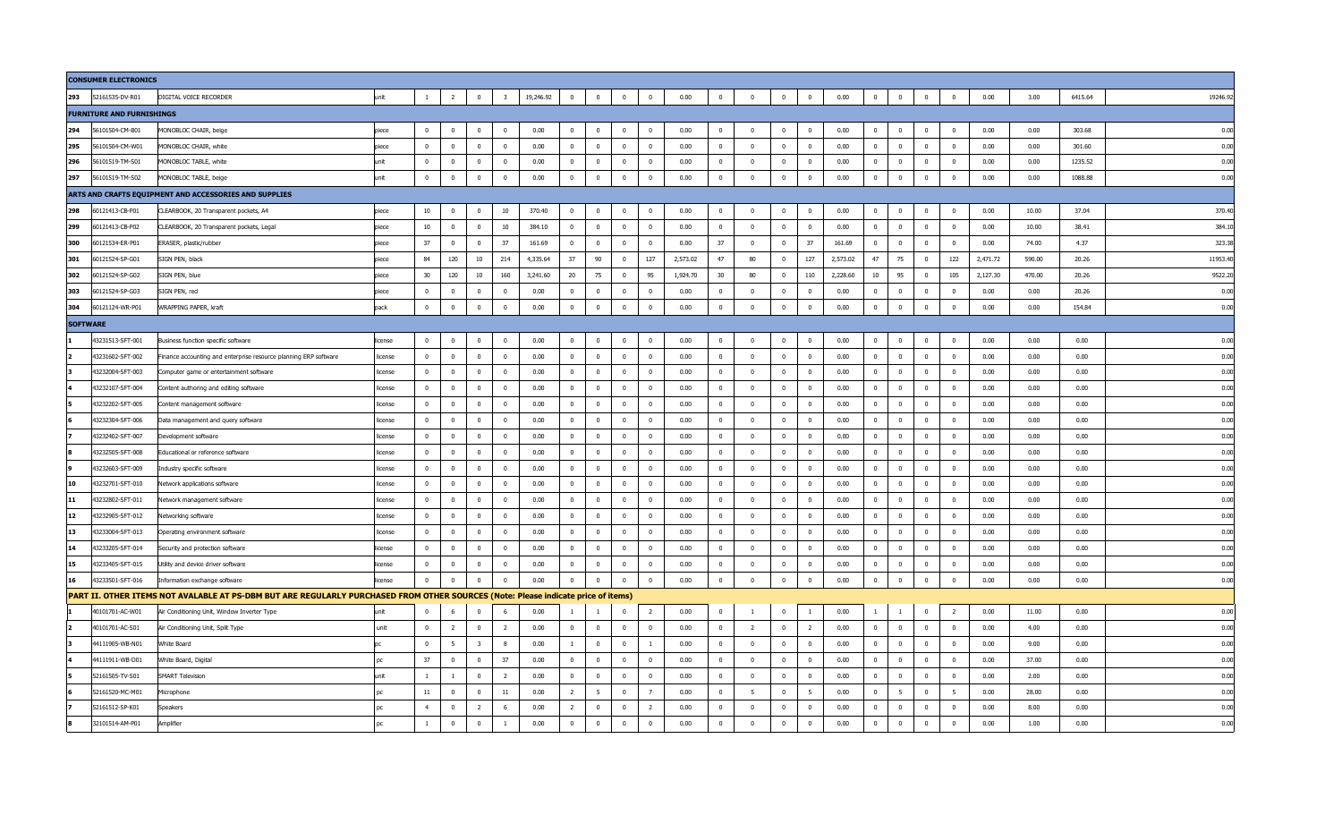| | | | | | | | | | | | | | | | | | | | | | | | | | | | | |
|---|---|---|---|---|---|---|---|---|---|---|---|---|---|---|---|---|---|---|---|---|---|---|---|---|---|---|---|---|
| **CONSUMER ELECTRONICS** | | | | | | | | | | | | | | | | | | | | | | | | | | | | |
| 293 | 52161535-DV-R01 | DIGITAL VOICE RECORDER | unit | 1 | 2 | 0 | 3 | 19,246.92 | 0 | 0 | 0 | 0 | 0.00 | 0 | 0 | 0 | 0 | 0.00 | 0 | 0 | 0 | 0 | 0.00 | 3.00 | 6415.64 | 19246.92 |
| **FURNITURE AND FURNISHINGS** | | | | | | | | | | | | | | | | | | | | | | | | | | | | |
| 294 | 56101504-CM-B01 | MONOBLOC CHAIR, beige | piece | 0 | 0 | 0 | 0 | 0.00 | 0 | 0 | 0 | 0 | 0.00 | 0 | 0 | 0 | 0 | 0.00 | 0 | 0 | 0 | 0 | 0.00 | 0.00 | 303.68 | 0.00 |
| 295 | 56101504-CM-W01 | MONOBLOC CHAIR, white | piece | 0 | 0 | 0 | 0 | 0.00 | 0 | 0 | 0 | 0 | 0.00 | 0 | 0 | 0 | 0 | 0.00 | 0 | 0 | 0 | 0 | 0.00 | 0.00 | 301.60 | 0.00 |
| 296 | 56101519-TM-S01 | MONOBLOC TABLE, white | unit | 0 | 0 | 0 | 0 | 0.00 | 0 | 0 | 0 | 0 | 0.00 | 0 | 0 | 0 | 0 | 0.00 | 0 | 0 | 0 | 0 | 0.00 | 0.00 | 1235.52 | 0.00 |
| 297 | 56101519-TM-S02 | MONOBLOC TABLE, beige | unit | 0 | 0 | 0 | 0 | 0.00 | 0 | 0 | 0 | 0 | 0.00 | 0 | 0 | 0 | 0 | 0.00 | 0 | 0 | 0 | 0 | 0.00 | 0.00 | 1088.88 | 0.00 |
| **ARTS AND CRAFTS EQUIPMENT AND ACCESSORIES AND SUPPLIES** | | | | | | | | | | | | | | | | | | | | | | | | | | | | |
| 298 | 60121413-CB-P01 | CLEARBOOK, 20 Transparent pockets, A4 | piece | 10 | 0 | 0 | 10 | 370.40 | 0 | 0 | 0 | 0 | 0.00 | 0 | 0 | 0 | 0 | 0.00 | 0 | 0 | 0 | 0 | 0.00 | 10.00 | 37.04 | 370.40 |
| 299 | 60121413-CB-P02 | CLEARBOOK, 20 Transparent pockets, Legal | piece | 10 | 0 | 0 | 10 | 384.10 | 0 | 0 | 0 | 0 | 0.00 | 0 | 0 | 0 | 0 | 0.00 | 0 | 0 | 0 | 0 | 0.00 | 10.00 | 38.41 | 384.10 |
| 300 | 60121534-ER-P01 | ERASER, plastic/rubber | piece | 37 | 0 | 0 | 37 | 161.69 | 0 | 0 | 0 | 0 | 0.00 | 37 | 0 | 0 | 37 | 161.69 | 0 | 0 | 0 | 0 | 0.00 | 74.00 | 4.37 | 323.38 |
| 301 | 60121524-SP-G01 | SIGN PEN, black | piece | 84 | 120 | 10 | 214 | 4,335.64 | 37 | 90 | 0 | 127 | 2,573.02 | 47 | 80 | 0 | 127 | 2,573.02 | 47 | 75 | 0 | 122 | 2,471.72 | 590.00 | 20.26 | 11953.40 |
| 302 | 60121524-SP-G02 | SIGN PEN, blue | piece | 30 | 120 | 10 | 160 | 3,241.60 | 20 | 75 | 0 | 95 | 1,924.70 | 30 | 80 | 0 | 110 | 2,228.60 | 10 | 95 | 0 | 105 | 2,127.30 | 470.00 | 20.26 | 9522.20 |
| 303 | 60121524-SP-G03 | SIGN PEN, red | piece | 0 | 0 | 0 | 0 | 0.00 | 0 | 0 | 0 | 0 | 0.00 | 0 | 0 | 0 | 0 | 0.00 | 0 | 0 | 0 | 0 | 0.00 | 0.00 | 20.26 | 0.00 |
| 304 | 60121124-WR-P01 | WRAPPING PAPER, kraft | pack | 0 | 0 | 0 | 0 | 0.00 | 0 | 0 | 0 | 0 | 0.00 | 0 | 0 | 0 | 0 | 0.00 | 0 | 0 | 0 | 0 | 0.00 | 0.00 | 154.84 | 0.00 |
| **SOFTWARE** | | | | | | | | | | | | | | | | | | | | | | | | | | | | |
| 1 | 43231513-SFT-001 | Business function specific software | license | 0 | 0 | 0 | 0 | 0.00 | 0 | 0 | 0 | 0 | 0.00 | 0 | 0 | 0 | 0 | 0.00 | 0 | 0 | 0 | 0 | 0.00 | 0.00 | 0.00 | 0.00 |
| 2 | 43231602-SFT-002 | Finance accounting and enterprise resource planning ERP software | license | 0 | 0 | 0 | 0 | 0.00 | 0 | 0 | 0 | 0 | 0.00 | 0 | 0 | 0 | 0 | 0.00 | 0 | 0 | 0 | 0 | 0.00 | 0.00 | 0.00 | 0.00 |
| 3 | 43232004-SFT-003 | Computer game or entertainment software | license | 0 | 0 | 0 | 0 | 0.00 | 0 | 0 | 0 | 0 | 0.00 | 0 | 0 | 0 | 0 | 0.00 | 0 | 0 | 0 | 0 | 0.00 | 0.00 | 0.00 | 0.00 |
| 4 | 43232107-SFT-004 | Content authoring and editing software | license | 0 | 0 | 0 | 0 | 0.00 | 0 | 0 | 0 | 0 | 0.00 | 0 | 0 | 0 | 0 | 0.00 | 0 | 0 | 0 | 0 | 0.00 | 0.00 | 0.00 | 0.00 |
| 5 | 43232202-SFT-005 | Content management software | license | 0 | 0 | 0 | 0 | 0.00 | 0 | 0 | 0 | 0 | 0.00 | 0 | 0 | 0 | 0 | 0.00 | 0 | 0 | 0 | 0 | 0.00 | 0.00 | 0.00 | 0.00 |
| 6 | 43232304-SFT-006 | Data management and query software | license | 0 | 0 | 0 | 0 | 0.00 | 0 | 0 | 0 | 0 | 0.00 | 0 | 0 | 0 | 0 | 0.00 | 0 | 0 | 0 | 0 | 0.00 | 0.00 | 0.00 | 0.00 |
| 7 | 43232402-SFT-007 | Development software | license | 0 | 0 | 0 | 0 | 0.00 | 0 | 0 | 0 | 0 | 0.00 | 0 | 0 | 0 | 0 | 0.00 | 0 | 0 | 0 | 0 | 0.00 | 0.00 | 0.00 | 0.00 |
| 8 | 43232505-SFT-008 | Educational or reference software | license | 0 | 0 | 0 | 0 | 0.00 | 0 | 0 | 0 | 0 | 0.00 | 0 | 0 | 0 | 0 | 0.00 | 0 | 0 | 0 | 0 | 0.00 | 0.00 | 0.00 | 0.00 |
| 9 | 43232603-SFT-009 | Industry specific software | license | 0 | 0 | 0 | 0 | 0.00 | 0 | 0 | 0 | 0 | 0.00 | 0 | 0 | 0 | 0 | 0.00 | 0 | 0 | 0 | 0 | 0.00 | 0.00 | 0.00 | 0.00 |
| 10 | 43232701-SFT-010 | Network applications software | license | 0 | 0 | 0 | 0 | 0.00 | 0 | 0 | 0 | 0 | 0.00 | 0 | 0 | 0 | 0 | 0.00 | 0 | 0 | 0 | 0 | 0.00 | 0.00 | 0.00 | 0.00 |
| 11 | 43232802-SFT-011 | Network management software | license | 0 | 0 | 0 | 0 | 0.00 | 0 | 0 | 0 | 0 | 0.00 | 0 | 0 | 0 | 0 | 0.00 | 0 | 0 | 0 | 0 | 0.00 | 0.00 | 0.00 | 0.00 |
| 12 | 43232905-SFT-012 | Networking software | license | 0 | 0 | 0 | 0 | 0.00 | 0 | 0 | 0 | 0 | 0.00 | 0 | 0 | 0 | 0 | 0.00 | 0 | 0 | 0 | 0 | 0.00 | 0.00 | 0.00 | 0.00 |
| 13 | 43233004-SFT-013 | Operating environment software | license | 0 | 0 | 0 | 0 | 0.00 | 0 | 0 | 0 | 0 | 0.00 | 0 | 0 | 0 | 0 | 0.00 | 0 | 0 | 0 | 0 | 0.00 | 0.00 | 0.00 | 0.00 |
| 14 | 43233205-SFT-014 | Security and protection software | license | 0 | 0 | 0 | 0 | 0.00 | 0 | 0 | 0 | 0 | 0.00 | 0 | 0 | 0 | 0 | 0.00 | 0 | 0 | 0 | 0 | 0.00 | 0.00 | 0.00 | 0.00 |
| 15 | 43233405-SFT-015 | Utility and device driver software | license | 0 | 0 | 0 | 0 | 0.00 | 0 | 0 | 0 | 0 | 0.00 | 0 | 0 | 0 | 0 | 0.00 | 0 | 0 | 0 | 0 | 0.00 | 0.00 | 0.00 | 0.00 |
| 16 | 43233501-SFT-016 | Information exchange software | license | 0 | 0 | 0 | 0 | 0.00 | 0 | 0 | 0 | 0 | 0.00 | 0 | 0 | 0 | 0 | 0.00 | 0 | 0 | 0 | 0 | 0.00 | 0.00 | 0.00 | 0.00 |
| **PART II. OTHER ITEMS NOT AVALABLE AT PS-DBM BUT ARE REGULARLY PURCHASED FROM OTHER SOURCES (Note: Please indicate price of items)** | | | | | | | | | | | | | | | | | | | | | | | | | | | | |
| 1 | 40101701-AC-W01 | Air Conditioning Unit, Window Inverter Type | unit | 0 | 6 | 0 | 6 | 0.00 | 1 | 1 | 0 | 2 | 0.00 | 0 | 1 | 0 | 1 | 0.00 | 1 | 1 | 0 | 2 | 0.00 | 11.00 | 0.00 | 0.00 |
| 2 | 40101701-AC-S01 | Air Conditioning Unit, Split Type | unit | 0 | 2 | 0 | 2 | 0.00 | 0 | 0 | 0 | 0 | 0.00 | 0 | 2 | 0 | 2 | 0.00 | 0 | 0 | 0 | 0 | 0.00 | 4.00 | 0.00 | 0.00 |
| 3 | 44111905-WB-N01 | White Board | pc | 0 | 5 | 3 | 8 | 0.00 | 1 | 0 | 0 | 1 | 0.00 | 0 | 0 | 0 | 0 | 0.00 | 0 | 0 | 0 | 0 | 0.00 | 9.00 | 0.00 | 0.00 |
| 4 | 44111911-WB-D01 | White Board, Digital | pc | 37 | 0 | 0 | 37 | 0.00 | 0 | 0 | 0 | 0 | 0.00 | 0 | 0 | 0 | 0 | 0.00 | 0 | 0 | 0 | 0 | 0.00 | 37.00 | 0.00 | 0.00 |
| 5 | 52161505-TV-S01 | SMART Television | unit | 1 | 1 | 0 | 2 | 0.00 | 0 | 0 | 0 | 0 | 0.00 | 0 | 0 | 0 | 0 | 0.00 | 0 | 0 | 0 | 0 | 0.00 | 2.00 | 0.00 | 0.00 |
| 6 | 52161520-MC-M01 | Microphone | pc | 11 | 0 | 0 | 11 | 0.00 | 2 | 5 | 0 | 7 | 0.00 | 0 | 5 | 0 | 5 | 0.00 | 0 | 5 | 0 | 5 | 0.00 | 28.00 | 0.00 | 0.00 |
| 7 | 52161512-SP-K01 | Speakers | pc | 4 | 0 | 2 | 6 | 0.00 | 2 | 0 | 0 | 2 | 0.00 | 0 | 0 | 0 | 0 | 0.00 | 0 | 0 | 0 | 0 | 0.00 | 8.00 | 0.00 | 0.00 |
| 8 | 32101514-AM-P01 | Amplifier | pc | 1 | 0 | 0 | 1 | 0.00 | 0 | 0 | 0 | 0 | 0.00 | 0 | 0 | 0 | 0 | 0.00 | 0 | 0 | 0 | 0 | 0.00 | 1.00 | 0.00 | 0.00 |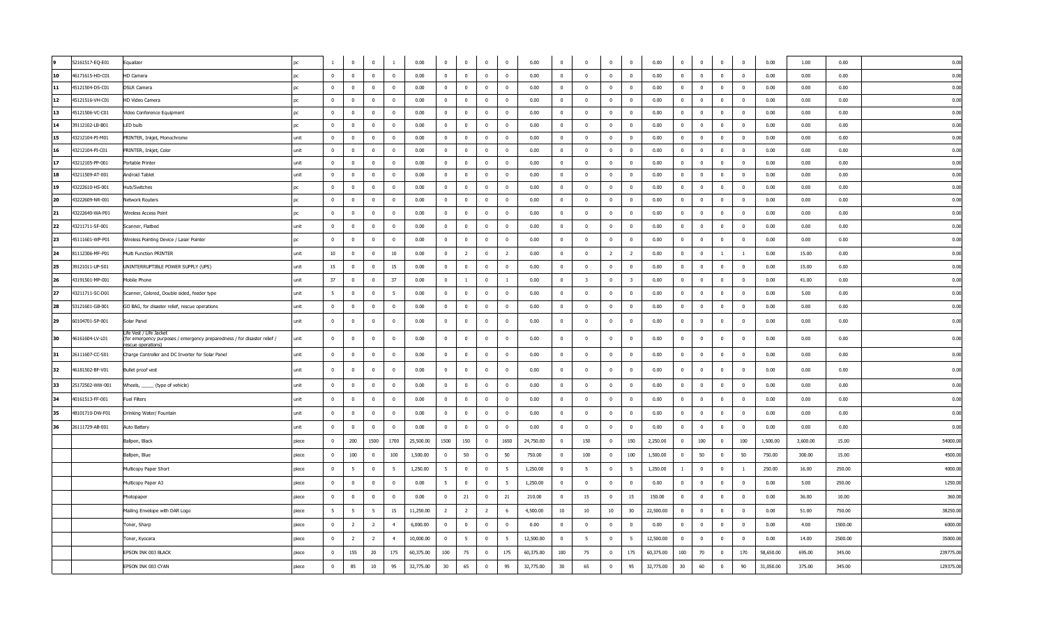| | | | | | | | | | | | | | | | | | | | | | | | | | | |
|---|---|---|---|---|---|---|---|---|---|---|---|---|---|---|---|---|---|---|---|---|---|---|---|---|---|---|
| 9 | 52161517-EQ-E01 | Equalizer | pc | 1 | 0 | 0 | 1 | 0.00 | 0 | 0 | 0 | 0 | 0.00 | 0 | 0 | 0 | 0 | 0.00 | 0 | 0 | 0 | 0 | 0.00 | 1.00 | 0.00 | 0.00 |
| 10 | 46171615-HD-C01 | HD Camera | pc | 0 | 0 | 0 | 0 | 0.00 | 0 | 0 | 0 | 0 | 0.00 | 0 | 0 | 0 | 0 | 0.00 | 0 | 0 | 0 | 0 | 0.00 | 0.00 | 0.00 | 0.00 |
| 11 | 45121504-DS-C01 | DSLR Camera | pc | 0 | 0 | 0 | 0 | 0.00 | 0 | 0 | 0 | 0 | 0.00 | 0 | 0 | 0 | 0 | 0.00 | 0 | 0 | 0 | 0 | 0.00 | 0.00 | 0.00 | 0.00 |
| 12 | 45121516-VH-C01 | HD Video Camera | pc | 0 | 0 | 0 | 0 | 0.00 | 0 | 0 | 0 | 0 | 0.00 | 0 | 0 | 0 | 0 | 0.00 | 0 | 0 | 0 | 0 | 0.00 | 0.00 | 0.00 | 0.00 |
| 13 | 45121506-VC-C01 | Video Conference Equipment | pc | 0 | 0 | 0 | 0 | 0.00 | 0 | 0 | 0 | 0 | 0.00 | 0 | 0 | 0 | 0 | 0.00 | 0 | 0 | 0 | 0 | 0.00 | 0.00 | 0.00 | 0.00 |
| 14 | 39112102-LB-B01 | LED bulb | pc | 0 | 0 | 0 | 0 | 0.00 | 0 | 0 | 0 | 0 | 0.00 | 0 | 0 | 0 | 0 | 0.00 | 0 | 0 | 0 | 0 | 0.00 | 0.00 | 0.00 | 0.00 |
| 15 | 43212104-PI-M01 | PRINTER, Inkjet, Monochrome | unit | 0 | 0 | 0 | 0 | 0.00 | 0 | 0 | 0 | 0 | 0.00 | 0 | 0 | 0 | 0 | 0.00 | 0 | 0 | 0 | 0 | 0.00 | 0.00 | 0.00 | 0.00 |
| 16 | 43212104-PI-C01 | PRINTER, Inkjet, Color | unit | 0 | 0 | 0 | 0 | 0.00 | 0 | 0 | 0 | 0 | 0.00 | 0 | 0 | 0 | 0 | 0.00 | 0 | 0 | 0 | 0 | 0.00 | 0.00 | 0.00 | 0.00 |
| 17 | 43212105-PP-001 | Portable Printer | unit | 0 | 0 | 0 | 0 | 0.00 | 0 | 0 | 0 | 0 | 0.00 | 0 | 0 | 0 | 0 | 0.00 | 0 | 0 | 0 | 0 | 0.00 | 0.00 | 0.00 | 0.00 |
| 18 | 43211509-AT-001 | Android Tablet | unit | 0 | 0 | 0 | 0 | 0.00 | 0 | 0 | 0 | 0 | 0.00 | 0 | 0 | 0 | 0 | 0.00 | 0 | 0 | 0 | 0 | 0.00 | 0.00 | 0.00 | 0.00 |
| 19 | 43222610-HS-001 | Hub/Switches | pc | 0 | 0 | 0 | 0 | 0.00 | 0 | 0 | 0 | 0 | 0.00 | 0 | 0 | 0 | 0 | 0.00 | 0 | 0 | 0 | 0 | 0.00 | 0.00 | 0.00 | 0.00 |
| 20 | 43222609-NR-001 | Network Routers | pc | 0 | 0 | 0 | 0 | 0.00 | 0 | 0 | 0 | 0 | 0.00 | 0 | 0 | 0 | 0 | 0.00 | 0 | 0 | 0 | 0 | 0.00 | 0.00 | 0.00 | 0.00 |
| 21 | 43222640-WA-P01 | Wireless Access Point | pc | 0 | 0 | 0 | 0 | 0.00 | 0 | 0 | 0 | 0 | 0.00 | 0 | 0 | 0 | 0 | 0.00 | 0 | 0 | 0 | 0 | 0.00 | 0.00 | 0.00 | 0.00 |
| 22 | 43211711-SF-001 | Scanner, Flatbed | unit | 0 | 0 | 0 | 0 | 0.00 | 0 | 0 | 0 | 0 | 0.00 | 0 | 0 | 0 | 0 | 0.00 | 0 | 0 | 0 | 0 | 0.00 | 0.00 | 0.00 | 0.00 |
| 23 | 45111601-WP-P01 | Wireless Pointing Device / Laser Pointer | pc | 0 | 0 | 0 | 0 | 0.00 | 0 | 0 | 0 | 0 | 0.00 | 0 | 0 | 0 | 0 | 0.00 | 0 | 0 | 0 | 0 | 0.00 | 0.00 | 0.00 | 0.00 |
| 24 | 81112306-MF-P01 | Multi Function PRINTER | unit | 10 | 0 | 0 | 10 | 0.00 | 0 | 2 | 0 | 2 | 0.00 | 0 | 0 | 2 | 2 | 0.00 | 0 | 0 | 1 | 1 | 0.00 | 15.00 | 0.00 | 0.00 |
| 25 | 39121011-UP-S01 | UNINTERRUPTIBLE POWER SUPPLY (UPS) | unit | 15 | 0 | 0 | 15 | 0.00 | 0 | 0 | 0 | 0 | 0.00 | 0 | 0 | 0 | 0 | 0.00 | 0 | 0 | 0 | 0 | 0.00 | 15.00 | 0.00 | 0.00 |
| 26 | 43191501-MP-001 | Mobile Phone | unit | 37 | 0 | 0 | 37 | 0.00 | 0 | 1 | 0 | 1 | 0.00 | 0 | 3 | 0 | 3 | 0.00 | 0 | 0 | 0 | 0 | 0.00 | 41.00 | 0.00 | 0.00 |
| 27 | 43211711-SC-D01 | Scanner, Colored, Double sided, feeder type | unit | 5 | 0 | 0 | 5 | 0.00 | 0 | 0 | 0 | 0 | 0.00 | 0 | 0 | 0 | 0 | 0.00 | 0 | 0 | 0 | 0 | 0.00 | 5.00 | 0.00 | 0.00 |
| 28 | 53121601-GB-001 | GO BAG, for disaster relief, rescue operations | unit | 0 | 0 | 0 | 0 | 0.00 | 0 | 0 | 0 | 0 | 0.00 | 0 | 0 | 0 | 0 | 0.00 | 0 | 0 | 0 | 0 | 0.00 | 0.00 | 0.00 | 0.00 |
| 29 | 60104701-SP-001 | Solar Panel | unit | 0 | 0 | 0 | 0 | 0.00 | 0 | 0 | 0 | 0 | 0.00 | 0 | 0 | 0 | 0 | 0.00 | 0 | 0 | 0 | 0 | 0.00 | 0.00 | 0.00 | 0.00 |
| 30 | 46161604-LV-L01 | Life Vest / Life Jacket (for emergency purposes / emergency preparedness / for disaster relief / rescue operations) | unit | 0 | 0 | 0 | 0 | 0.00 | 0 | 0 | 0 | 0 | 0.00 | 0 | 0 | 0 | 0 | 0.00 | 0 | 0 | 0 | 0 | 0.00 | 0.00 | 0.00 | 0.00 |
| 31 | 26111607-CC-S01 | Charge Controller and DC Inverter for Solar Panel | unit | 0 | 0 | 0 | 0 | 0.00 | 0 | 0 | 0 | 0 | 0.00 | 0 | 0 | 0 | 0 | 0.00 | 0 | 0 | 0 | 0 | 0.00 | 0.00 | 0.00 | 0.00 |
| 32 | 46181502-BF-V01 | Bullet proof vest | unit | 0 | 0 | 0 | 0 | 0.00 | 0 | 0 | 0 | 0 | 0.00 | 0 | 0 | 0 | 0 | 0.00 | 0 | 0 | 0 | 0 | 0.00 | 0.00 | 0.00 | 0.00 |
| 33 | 25172502-WW-001 | Wheels, _____ (type of vehicle) | unit | 0 | 0 | 0 | 0 | 0.00 | 0 | 0 | 0 | 0 | 0.00 | 0 | 0 | 0 | 0 | 0.00 | 0 | 0 | 0 | 0 | 0.00 | 0.00 | 0.00 | 0.00 |
| 34 | 40161513-FF-001 | Fuel Filters | unit | 0 | 0 | 0 | 0 | 0.00 | 0 | 0 | 0 | 0 | 0.00 | 0 | 0 | 0 | 0 | 0.00 | 0 | 0 | 0 | 0 | 0.00 | 0.00 | 0.00 | 0.00 |
| 35 | 48101710-DW-F01 | Drinking Water/ Fountain | unit | 0 | 0 | 0 | 0 | 0.00 | 0 | 0 | 0 | 0 | 0.00 | 0 | 0 | 0 | 0 | 0.00 | 0 | 0 | 0 | 0 | 0.00 | 0.00 | 0.00 | 0.00 |
| 36 | 26111729-AB-001 | Auto Battery | unit | 0 | 0 | 0 | 0 | 0.00 | 0 | 0 | 0 | 0 | 0.00 | 0 | 0 | 0 | 0 | 0.00 | 0 | 0 | 0 | 0 | 0.00 | 0.00 | 0.00 | 0.00 |
| | | Ballpen, Black | piece | 0 | 200 | 1500 | 1700 | 25,500.00 | 1500 | 150 | 0 | 1650 | 24,750.00 | 0 | 150 | 0 | 150 | 2,250.00 | 0 | 100 | 0 | 100 | 1,500.00 | 3,600.00 | 15.00 | 54000.00 |
| | | Ballpen, Blue | piece | 0 | 100 | 0 | 100 | 1,500.00 | 0 | 50 | 0 | 50 | 750.00 | 0 | 100 | 0 | 100 | 1,500.00 | 0 | 50 | 0 | 50 | 750.00 | 300.00 | 15.00 | 4500.00 |
| | | Multicopy Paper Short | piece | 0 | 5 | 0 | 5 | 1,250.00 | 5 | 0 | 0 | 5 | 1,250.00 | 0 | 5 | 0 | 5 | 1,250.00 | 1 | 0 | 0 | 1 | 250.00 | 16.00 | 250.00 | 4000.00 |
| | | Multicopy Paper A3 | piece | 0 | 0 | 0 | 0 | 0.00 | 5 | 0 | 0 | 5 | 1,250.00 | 0 | 0 | 0 | 0 | 0.00 | 0 | 0 | 0 | 0 | 0.00 | 5.00 | 250.00 | 1250.00 |
| | | Photopaper | piece | 0 | 0 | 0 | 0 | 0.00 | 0 | 21 | 0 | 21 | 210.00 | 0 | 15 | 0 | 15 | 150.00 | 0 | 0 | 0 | 0 | 0.00 | 36.00 | 10.00 | 360.00 |
| | | Mailing Envelope with DAR Logo | piece | 5 | 5 | 5 | 15 | 11,250.00 | 2 | 2 | 2 | 6 | 4,500.00 | 10 | 10 | 10 | 30 | 22,500.00 | 0 | 0 | 0 | 0 | 0.00 | 51.00 | 750.00 | 38250.00 |
| | | Toner, Sharp | piece | 0 | 2 | 2 | 4 | 6,000.00 | 0 | 0 | 0 | 0 | 0.00 | 0 | 0 | 0 | 0 | 0.00 | 0 | 0 | 0 | 0 | 0.00 | 4.00 | 1500.00 | 6000.00 |
| | | Toner, Kyocera | piece | 0 | 2 | 2 | 4 | 10,000.00 | 0 | 5 | 0 | 5 | 12,500.00 | 0 | 5 | 0 | 5 | 12,500.00 | 0 | 0 | 0 | 0 | 0.00 | 14.00 | 2500.00 | 35000.00 |
| | | EPSON INK 003 BLACK | piece | 0 | 155 | 20 | 175 | 60,375.00 | 100 | 75 | 0 | 175 | 60,375.00 | 100 | 75 | 0 | 175 | 60,375.00 | 100 | 70 | 0 | 170 | 58,650.00 | 695.00 | 345.00 | 239775.00 |
| | | EPSON INK 003 CYAN | piece | 0 | 85 | 10 | 95 | 32,775.00 | 30 | 65 | 0 | 95 | 32,775.00 | 30 | 65 | 0 | 95 | 32,775.00 | 30 | 60 | 0 | 90 | 31,050.00 | 375.00 | 345.00 | 129375.00 |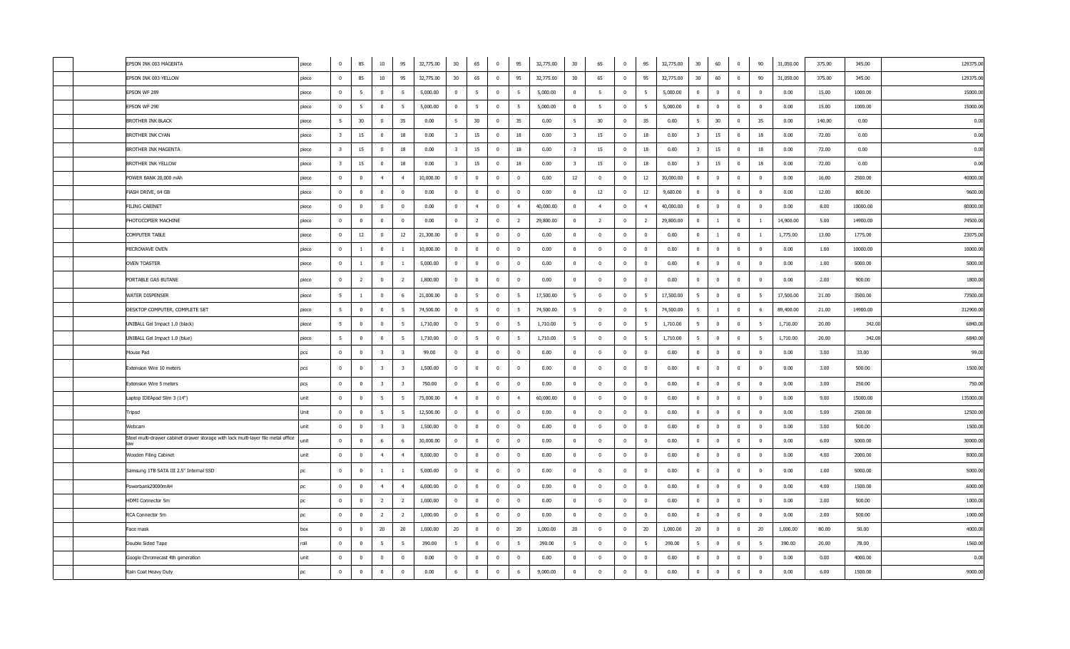| | | | | | | | | | | | | | | | | | | | | | | | | | | |
|---|---|---|---|---|---|---|---|---|---|---|---|---|---|---|---|---|---|---|---|---|---|---|---|---|---|---|
| | | EPSON INK 003 MAGENTA | piece | 0 | 85 | 10 | 95 | 32,775.00 | 30 | 65 | 0 | 95 | 32,775.00 | 30 | 65 | 0 | 95 | 32,775.00 | 30 | 60 | 0 | 90 | 31,050.00 | 375.00 | 345.00 | 129375.00 |
| | | EPSON INK 003 YELLOW | piece | 0 | 85 | 10 | 95 | 32,775.00 | 30 | 65 | 0 | 95 | 32,775.00 | 30 | 65 | 0 | 95 | 32,775.00 | 30 | 60 | 0 | 90 | 31,050.00 | 375.00 | 345.00 | 129375.00 |
| | | EPSON WF 289 | piece | 0 | 5 | 0 | 5 | 5,000.00 | 0 | 5 | 0 | 5 | 5,000.00 | 0 | 5 | 0 | 5 | 5,000.00 | 0 | 0 | 0 | 0 | 0.00 | 15.00 | 1000.00 | 15000.00 |
| | | EPSON WF 290 | piece | 0 | 5 | 0 | 5 | 5,000.00 | 0 | 5 | 0 | 5 | 5,000.00 | 0 | 5 | 0 | 5 | 5,000.00 | 0 | 0 | 0 | 0 | 0.00 | 15.00 | 1000.00 | 15000.00 |
| | | BROTHER INK BLACK | piece | 5 | 30 | 0 | 35 | 0.00 | 5 | 30 | 0 | 35 | 0.00 | 5 | 30 | 0 | 35 | 0.00 | 5 | 30 | 0 | 35 | 0.00 | 140.00 | 0.00 | 0.00 |
| | | BROTHER INK CYAN | piece | 3 | 15 | 0 | 18 | 0.00 | 3 | 15 | 0 | 18 | 0.00 | 3 | 15 | 0 | 18 | 0.00 | 3 | 15 | 0 | 18 | 0.00 | 72.00 | 0.00 | 0.00 |
| | | BROTHER INK MAGENTA | piece | 3 | 15 | 0 | 18 | 0.00 | 3 | 15 | 0 | 18 | 0.00 | 3 | 15 | 0 | 18 | 0.00 | 3 | 15 | 0 | 18 | 0.00 | 72.00 | 0.00 | 0.00 |
| | | BROTHER INK YELLOW | piece | 3 | 15 | 0 | 18 | 0.00 | 3 | 15 | 0 | 18 | 0.00 | 3 | 15 | 0 | 18 | 0.00 | 3 | 15 | 0 | 18 | 0.00 | 72.00 | 0.00 | 0.00 |
| | | POWER BANK 20,000 mAh | piece | 0 | 0 | 4 | 4 | 10,000.00 | 0 | 0 | 0 | 0 | 0.00 | 12 | 0 | 0 | 12 | 30,000.00 | 0 | 0 | 0 | 0 | 0.00 | 16.00 | 2500.00 | 40000.00 |
| | | FlASH DRIVE, 64 GB | piece | 0 | 0 | 0 | 0 | 0.00 | 0 | 0 | 0 | 0 | 0.00 | 0 | 12 | 0 | 12 | 9,600.00 | 0 | 0 | 0 | 0 | 0.00 | 12.00 | 800.00 | 9600.00 |
| | | FILING CABINET | piece | 0 | 0 | 0 | 0 | 0.00 | 0 | 4 | 0 | 4 | 40,000.00 | 0 | 4 | 0 | 4 | 40,000.00 | 0 | 0 | 0 | 0 | 0.00 | 8.00 | 10000.00 | 80000.00 |
| | | PHOTOCOPIER MACHINE | piece | 0 | 0 | 0 | 0 | 0.00 | 0 | 2 | 0 | 2 | 29,800.00 | 0 | 2 | 0 | 2 | 29,800.00 | 0 | 1 | 0 | 1 | 14,900.00 | 5.00 | 14900.00 | 74500.00 |
| | | COMPUTER TABLE | piece | 0 | 12 | 0 | 12 | 21,300.00 | 0 | 0 | 0 | 0 | 0.00 | 0 | 0 | 0 | 0 | 0.00 | 0 | 1 | 0 | 1 | 1,775.00 | 13.00 | 1775.00 | 23075.00 |
| | | MICROWAVE OVEN | piece | 0 | 1 | 0 | 1 | 10,000.00 | 0 | 0 | 0 | 0 | 0.00 | 0 | 0 | 0 | 0 | 0.00 | 0 | 0 | 0 | 0 | 0.00 | 1.00 | 10000.00 | 10000.00 |
| | | OVEN TOASTER | piece | 0 | 1 | 0 | 1 | 5,000.00 | 0 | 0 | 0 | 0 | 0.00 | 0 | 0 | 0 | 0 | 0.00 | 0 | 0 | 0 | 0 | 0.00 | 1.00 | 5000.00 | 5000.00 |
| | | PORTABLE GAS BUTANE | piece | 0 | 2 | 0 | 2 | 1,800.00 | 0 | 0 | 0 | 0 | 0.00 | 0 | 0 | 0 | 0 | 0.00 | 0 | 0 | 0 | 0 | 0.00 | 2.00 | 900.00 | 1800.00 |
| | | WATER DISPENSER | piece | 5 | 1 | 0 | 6 | 21,000.00 | 0 | 5 | 0 | 5 | 17,500.00 | 5 | 0 | 0 | 5 | 17,500.00 | 5 | 0 | 0 | 5 | 17,500.00 | 21.00 | 3500.00 | 73500.00 |
| | | DESKTOP COMPUTER, COMPLETE SET | piece | 5 | 0 | 0 | 5 | 74,500.00 | 0 | 5 | 0 | 5 | 74,500.00 | 5 | 0 | 0 | 5 | 74,500.00 | 5 | 1 | 0 | 6 | 89,400.00 | 21.00 | 14900.00 | 312900.00 |
| | | UNIBALL Gel Impact 1.0 (black) | piece | 5 | 0 | 0 | 5 | 1,710.00 | 0 | 5 | 0 | 5 | 1,710.00 | 5 | 0 | 0 | 5 | 1,710.00 | 5 | 0 | 0 | 5 | 1,710.00 | 20.00 | 342.00 | 6840.00 |
| | | UNIBALL Gel Impact 1.0 (blue) | piece | 5 | 0 | 0 | 5 | 1,710.00 | 0 | 5 | 0 | 5 | 1,710.00 | 5 | 0 | 0 | 5 | 1,710.00 | 5 | 0 | 0 | 5 | 1,710.00 | 20.00 | 342.00 | 6840.00 |
| | | Mouse Pad | pcs | 0 | 0 | 3 | 3 | 99.00 | 0 | 0 | 0 | 0 | 0.00 | 0 | 0 | 0 | 0 | 0.00 | 0 | 0 | 0 | 0 | 0.00 | 3.00 | 33.00 | 99.00 |
| | | Extension Wire 10 meters | pcs | 0 | 0 | 3 | 3 | 1,500.00 | 0 | 0 | 0 | 0 | 0.00 | 0 | 0 | 0 | 0 | 0.00 | 0 | 0 | 0 | 0 | 0.00 | 3.00 | 500.00 | 1500.00 |
| | | Extension Wire 5 meters | pcs | 0 | 0 | 3 | 3 | 750.00 | 0 | 0 | 0 | 0 | 0.00 | 0 | 0 | 0 | 0 | 0.00 | 0 | 0 | 0 | 0 | 0.00 | 3.00 | 250.00 | 750.00 |
| | | Laptop IDEApad Slim 3 (14") | unit | 0 | 0 | 5 | 5 | 75,000.00 | 4 | 0 | 0 | 4 | 60,000.00 | 0 | 0 | 0 | 0 | 0.00 | 0 | 0 | 0 | 0 | 0.00 | 9.00 | 15000.00 | 135000.00 |
| | | Tripod | Unit | 0 | 0 | 5 | 5 | 12,500.00 | 0 | 0 | 0 | 0 | 0.00 | 0 | 0 | 0 | 0 | 0.00 | 0 | 0 | 0 | 0 | 0.00 | 5.00 | 2500.00 | 12500.00 |
| | | Webcam | unit | 0 | 0 | 3 | 3 | 1,500.00 | 0 | 0 | 0 | 0 | 0.00 | 0 | 0 | 0 | 0 | 0.00 | 0 | 0 | 0 | 0 | 0.00 | 3.00 | 500.00 | 1500.00 |
| | | Steel multi-drawer cabinet drawer storage with lock multi-layer file metal office low | unit | 0 | 0 | 6 | 6 | 30,000.00 | 0 | 0 | 0 | 0 | 0.00 | 0 | 0 | 0 | 0 | 0.00 | 0 | 0 | 0 | 0 | 0.00 | 6.00 | 5000.00 | 30000.00 |
| | | Wooden Filing Cabinet | unit | 0 | 0 | 4 | 4 | 8,000.00 | 0 | 0 | 0 | 0 | 0.00 | 0 | 0 | 0 | 0 | 0.00 | 0 | 0 | 0 | 0 | 0.00 | 4.00 | 2000.00 | 8000.00 |
| | | Samsung 1TB SATA III 2.5" Internal SSD | pc | 0 | 0 | 1 | 1 | 5,000.00 | 0 | 0 | 0 | 0 | 0.00 | 0 | 0 | 0 | 0 | 0.00 | 0 | 0 | 0 | 0 | 0.00 | 1.00 | 5000.00 | 5000.00 |
| | | Powerbank20000mAH | pc | 0 | 0 | 4 | 4 | 6,000.00 | 0 | 0 | 0 | 0 | 0.00 | 0 | 0 | 0 | 0 | 0.00 | 0 | 0 | 0 | 0 | 0.00 | 4.00 | 1500.00 | 6000.00 |
| | | HDMI Connector 5m | pc | 0 | 0 | 2 | 2 | 1,000.00 | 0 | 0 | 0 | 0 | 0.00 | 0 | 0 | 0 | 0 | 0.00 | 0 | 0 | 0 | 0 | 0.00 | 2.00 | 500.00 | 1000.00 |
| | | RCA Connector 5m | pc | 0 | 0 | 2 | 2 | 1,000.00 | 0 | 0 | 0 | 0 | 0.00 | 0 | 0 | 0 | 0 | 0.00 | 0 | 0 | 0 | 0 | 0.00 | 2.00 | 500.00 | 1000.00 |
| | | Face mask | box | 0 | 0 | 20 | 20 | 1,000.00 | 20 | 0 | 0 | 20 | 1,000.00 | 20 | 0 | 0 | 20 | 1,000.00 | 20 | 0 | 0 | 20 | 1,000.00 | 80.00 | 50.00 | 4000.00 |
| | | Double Sided Tape | roll | 0 | 0 | 5 | 5 | 390.00 | 5 | 0 | 0 | 5 | 390.00 | 5 | 0 | 0 | 5 | 390.00 | 5 | 0 | 0 | 5 | 390.00 | 20.00 | 78.00 | 1560.00 |
| | | Google Chromecast 4th generation | unit | 0 | 0 | 0 | 0 | 0.00 | 0 | 0 | 0 | 0 | 0.00 | 0 | 0 | 0 | 0 | 0.00 | 0 | 0 | 0 | 0 | 0.00 | 0.00 | 4000.00 | 0.00 |
| | | Rain Coat Heavy Duty | pc | 0 | 0 | 0 | 0 | 0.00 | 6 | 0 | 0 | 6 | 9,000.00 | 0 | 0 | 0 | 0 | 0.00 | 0 | 0 | 0 | 0 | 0.00 | 6.00 | 1500.00 | 9000.00 |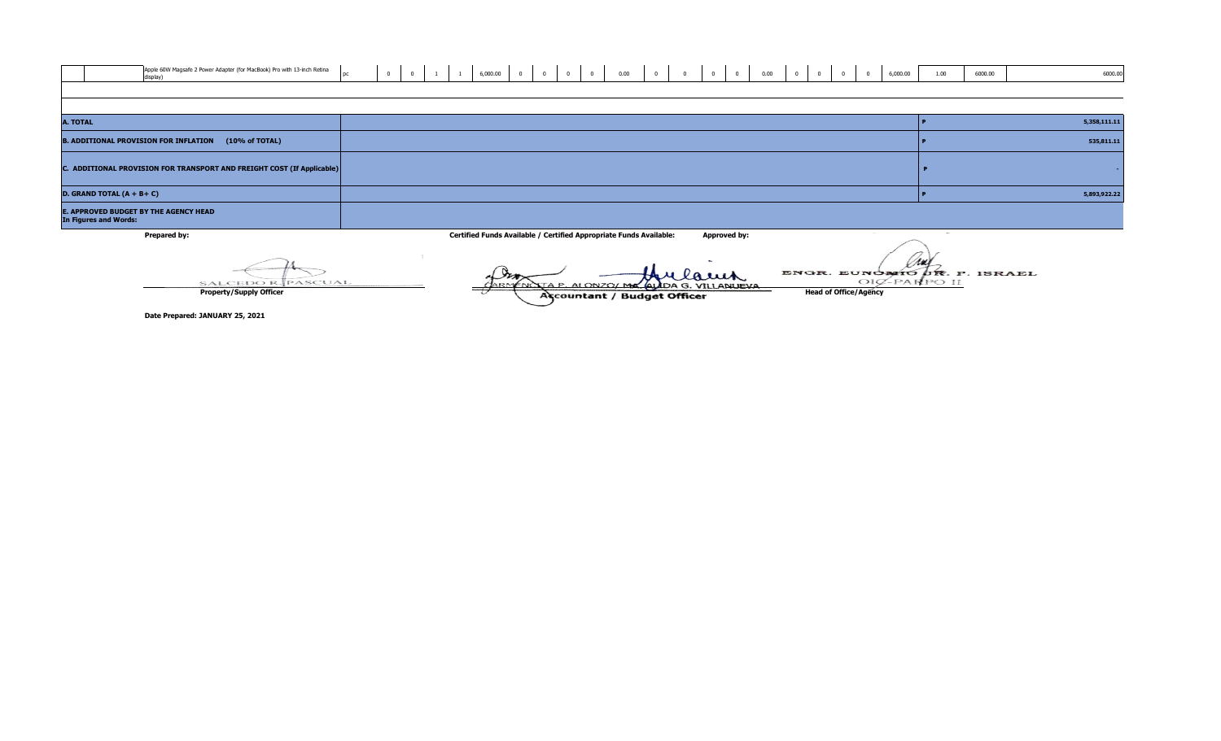| | | | | | | | | | | | | | | | | | | | | | | | | | | | | |
|---|---|---|---|---|---|---|---|---|---|---|---|---|---|---|---|---|---|---|---|---|---|---|---|---|---|---|---|---|
| | | Apple 60W Magsafe 2 Power Adapter (for MacBook) Pro with 13-inch Retina display) | pc | 0 | 0 | 1 | 1 | 6,000.00 | 0 | 0 | 0 | 0 | 0.00 | 0 | 0 | 0 | 0 | 0.00 | 0 | 0 | 0 | 0 | 6,000.00 | 1.00 | 6000.00 | 6000.00 |

| | | | |
|---|---|---|---|
| **A. TOTAL** | | **P** | **5,358,111.11** |
| **B. ADDITIONAL PROVISION FOR INFLATION (10% of TOTAL)** | | **P** | **535,811.11** |
| **C. ADDITIONAL PROVISION FOR TRANSPORT AND FREIGHT COST (If Applicable)** | | **P** | **-** |
| **D. GRAND TOTAL (A + B+ C)** | | **P** | **5,893,922.22** |
| **E. APPROVED BUDGET BY THE AGENCY HEAD In Figures and Words:** | | | |

**Prepared by:**

SALCEDO R. PASCUAL
**Property/Supply Officer**

**Certified Funds Available / Certified Appropriate Funds Available:**

CARMENCITA P. ALONZO/ MA. ALIDA G. VILLANUEVA
**Accountant / Budget Officer**

**Approved by:**

ENGR. EUNOMIO JR. F. ISRAEL
OIC-PARPO II
**Head of Office/Agency**

**Date Prepared: JANUARY 25, 2021**